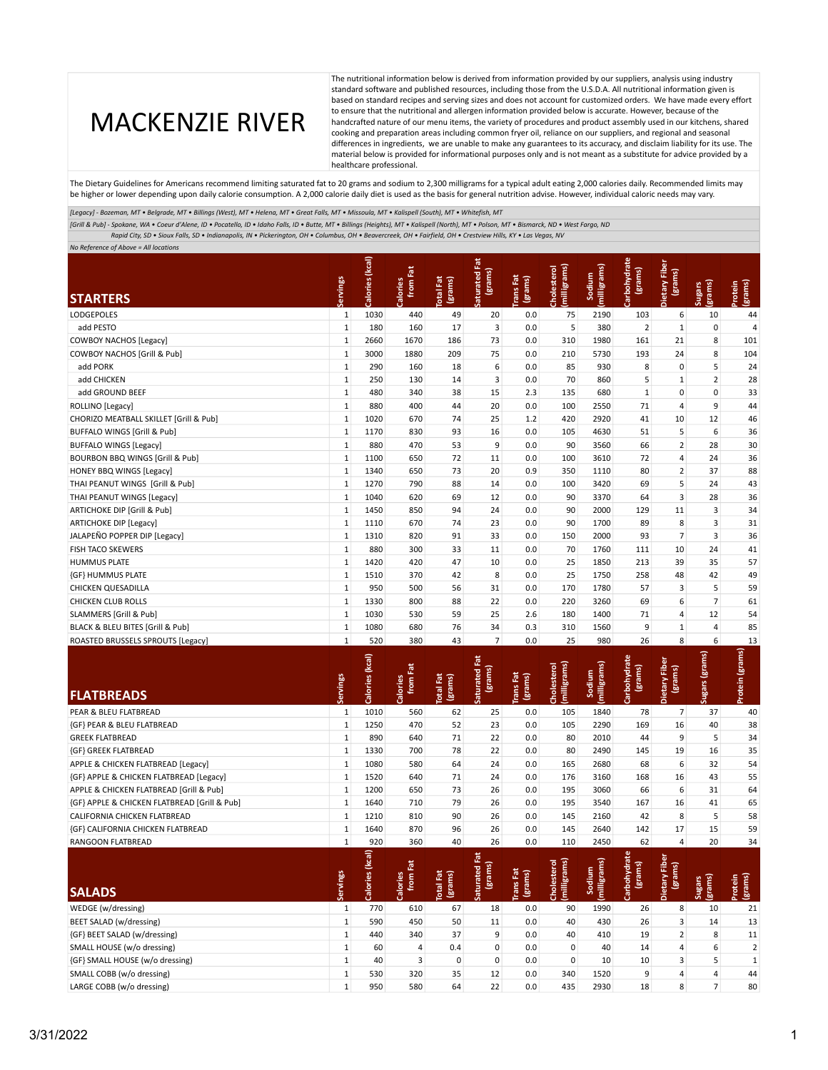# MACKENZIE RIVER

The nutritional information below is derived from information provided by our suppliers, analysis using industry standard software and published resources, including those from the U.S.D.A. All nutritional information given is based on standard recipes and serving sizes and does not account for customized orders. We have made every effort to ensure that the nutritional and allergen information provided below is accurate. However, because of the handcrafted nature of our menu items, the variety of procedures and product assembly used in our kitchens, shared cooking and preparation areas including common fryer oil, reliance on our suppliers, and regional and seasonal differences in ingredients, we are unable to make any guarantees to its accuracy, and disclaim liability for its use. The material below is provided for informational purposes only and is not meant as a substitute for advice provided by a healthcare professional.

The Dietary Guidelines for Americans recommend limiting saturated fat to 20 grams and sodium to 2,300 milligrams for a typical adult eating 2,000 calories daily. Recommended limits may be higher or lower depending upon daily calorie consumption. A 2,000 calorie daily diet is used as the basis for general nutrition advise. However, individual caloric needs may vary.

*[Legacy] - Bozeman, MT • Belgrade, MT • Billings (West), MT • Helena, MT • Great Falls, MT • Missoula, MT • Kalispell (South), MT • Whitefish, MT*

*[Grill & Pub] - Spokane, WA • Coeur d'Alene, ID • Pocatello, ID • Idaho Falls, ID • Butte, MT • Billings (Heights), MT • Kalispell (North), MT • Polson, MT • Bismarck, ND • West Fargo, ND Rapid City, SD • Sioux Falls, SD • Indianapolis, IN • Pickerington, OH • Columbus, OH • Beavercreek, OH • Fairfield, OH • Crestview Hills, KY • Las Vegas, NV*

*No Reference of Above = All locations*

| STARTERS | Servings | Calories (kcal) | Calories from Fat | Total Fat (grams) | Saturated Fat (grams) | Trans Fat (grams) | Cholesterol (milligrams) | Sodium (milligrams) | Carbohydrate (grams) | Dietary Fiber (grams) | Sugars (grams) | Protein (grams) |
|---|---|---|---|---|---|---|---|---|---|---|---|---|
| LODGEPOLES | 1 | 1030 | 440 | 49 | 20 | 0.0 | 75 | 2190 | 103 | 6 | 10 | 44 |
| add PESTO | 1 | 180 | 160 | 17 | 3 | 0.0 | 5 | 380 | 2 | 1 | 0 | 4 |
| COWBOY NACHOS [Legacy] | 1 | 2660 | 1670 | 186 | 73 | 0.0 | 310 | 1980 | 161 | 21 | 8 | 101 |
| COWBOY NACHOS [Grill & Pub] | 1 | 3000 | 1880 | 209 | 75 | 0.0 | 210 | 5730 | 193 | 24 | 8 | 104 |
| add PORK | 1 | 290 | 160 | 18 | 6 | 0.0 | 85 | 930 | 8 | 0 | 5 | 24 |
| add CHICKEN | 1 | 250 | 130 | 14 | 3 | 0.0 | 70 | 860 | 5 | 1 | 2 | 28 |
| add GROUND BEEF | 1 | 480 | 340 | 38 | 15 | 2.3 | 135 | 680 | 1 | 0 | 0 | 33 |
| ROLLINO [Legacy] | 1 | 880 | 400 | 44 | 20 | 0.0 | 100 | 2550 | 71 | 4 | 9 | 44 |
| CHORIZO MEATBALL SKILLET [Grill & Pub] | 1 | 1020 | 670 | 74 | 25 | 1.2 | 420 | 2920 | 41 | 10 | 12 | 46 |
| BUFFALO WINGS [Grill & Pub] | 1 | 1170 | 830 | 93 | 16 | 0.0 | 105 | 4630 | 51 | 5 | 6 | 36 |
| BUFFALO WINGS [Legacy] | 1 | 880 | 470 | 53 | 9 | 0.0 | 90 | 3560 | 66 | 2 | 28 | 30 |
| BOURBON BBQ WINGS [Grill & Pub] | 1 | 1100 | 650 | 72 | 11 | 0.0 | 100 | 3610 | 72 | 4 | 24 | 36 |
| HONEY BBQ WINGS [Legacy] | 1 | 1340 | 650 | 73 | 20 | 0.9 | 350 | 1110 | 80 | 2 | 37 | 88 |
| THAI PEANUT WINGS [Grill & Pub] | 1 | 1270 | 790 | 88 | 14 | 0.0 | 100 | 3420 | 69 | 5 | 24 | 43 |
| THAI PEANUT WINGS [Legacy] | 1 | 1040 | 620 | 69 | 12 | 0.0 | 90 | 3370 | 64 | 3 | 28 | 36 |
| ARTICHOKE DIP [Grill & Pub] | 1 | 1450 | 850 | 94 | 24 | 0.0 | 90 | 2000 | 129 | 11 | 3 | 34 |
| ARTICHOKE DIP [Legacy] | 1 | 1110 | 670 | 74 | 23 | 0.0 | 90 | 1700 | 89 | 8 | 3 | 31 |
| JALAPEÑO POPPER DIP [Legacy] | 1 | 1310 | 820 | 91 | 33 | 0.0 | 150 | 2000 | 93 | 7 | 3 | 36 |
| FISH TACO SKEWERS | 1 | 880 | 300 | 33 | 11 | 0.0 | 70 | 1760 | 111 | 10 | 24 | 41 |
| HUMMUS PLATE | 1 | 1420 | 420 | 47 | 10 | 0.0 | 25 | 1850 | 213 | 39 | 35 | 57 |
| {GF} HUMMUS PLATE | 1 | 1510 | 370 | 42 | 8 | 0.0 | 25 | 1750 | 258 | 48 | 42 | 49 |
| CHICKEN QUESADILLA | 1 | 950 | 500 | 56 | 31 | 0.0 | 170 | 1780 | 57 | 3 | 5 | 59 |
| CHICKEN CLUB ROLLS | 1 | 1330 | 800 | 88 | 22 | 0.0 | 220 | 3260 | 69 | 6 | 7 | 61 |
| SLAMMERS [Grill & Pub] | 1 | 1030 | 530 | 59 | 25 | 2.6 | 180 | 1400 | 71 | 4 | 12 | 54 |
| BLACK & BLEU BITES [Grill & Pub] | 1 | 1080 | 680 | 76 | 34 | 0.3 | 310 | 1560 | 9 | 1 | 4 | 85 |
| ROASTED BRUSSELS SPROUTS [Legacy] | 1 | 520 | 380 | 43 | 7 | 0.0 | 25 | 980 | 26 | 8 | 6 | 13 |

| FLATBREADS | Servings | Calories (kcal) | Calories from Fat | Total Fat (grams) | Saturated Fat (grams) | Trans Fat (grams) | Cholesterol (milligrams) | Sodium (milligrams) | Carbohydrate (grams) | Dietary Fiber (grams) | Sugars (grams) | Protein (grams) |
|---|---|---|---|---|---|---|---|---|---|---|---|---|
| PEAR & BLEU FLATBREAD | 1 | 1010 | 560 | 62 | 25 | 0.0 | 105 | 1840 | 78 | 7 | 37 | 40 |
| {GF} PEAR & BLEU FLATBREAD | 1 | 1250 | 470 | 52 | 23 | 0.0 | 105 | 2290 | 169 | 16 | 40 | 38 |
| GREEK FLATBREAD | 1 | 890 | 640 | 71 | 22 | 0.0 | 80 | 2010 | 44 | 9 | 5 | 34 |
| {GF} GREEK FLATBREAD | 1 | 1330 | 700 | 78 | 22 | 0.0 | 80 | 2490 | 145 | 19 | 16 | 35 |
| APPLE & CHICKEN FLATBREAD [Legacy] | 1 | 1080 | 580 | 64 | 24 | 0.0 | 165 | 2680 | 68 | 6 | 32 | 54 |
| {GF} APPLE & CHICKEN FLATBREAD [Legacy] | 1 | 1520 | 640 | 71 | 24 | 0.0 | 176 | 3160 | 168 | 16 | 43 | 55 |
| APPLE & CHICKEN FLATBREAD [Grill & Pub] | 1 | 1200 | 650 | 73 | 26 | 0.0 | 195 | 3060 | 66 | 6 | 31 | 64 |
| {GF} APPLE & CHICKEN FLATBREAD [Grill & Pub] | 1 | 1640 | 710 | 79 | 26 | 0.0 | 195 | 3540 | 167 | 16 | 41 | 65 |
| CALIFORNIA CHICKEN FLATBREAD | 1 | 1210 | 810 | 90 | 26 | 0.0 | 145 | 2160 | 42 | 8 | 5 | 58 |
| {GF} CALIFORNIA CHICKEN FLATBREAD | 1 | 1640 | 870 | 96 | 26 | 0.0 | 145 | 2640 | 142 | 17 | 15 | 59 |
| RANGOON FLATBREAD | 1 | 920 | 360 | 40 | 26 | 0.0 | 110 | 2450 | 62 | 4 | 20 | 34 |

| SALADS | Servings | Calories (kcal) | Calories from Fat | Total Fat (grams) | Saturated Fat (grams) | Trans Fat (grams) | Cholesterol (milligrams) | Sodium (milligrams) | Carbohydrate (grams) | Dietary Fiber (grams) | Sugars (grams) | Protein (grams) |
|---|---|---|---|---|---|---|---|---|---|---|---|---|
| WEDGE (w/dressing) | 1 | 770 | 610 | 67 | 18 | 0.0 | 90 | 1990 | 26 | 8 | 10 | 21 |
| BEET SALAD (w/dressing) | 1 | 590 | 450 | 50 | 11 | 0.0 | 40 | 430 | 26 | 3 | 14 | 13 |
| {GF} BEET SALAD (w/dressing) | 1 | 440 | 340 | 37 | 9 | 0.0 | 40 | 410 | 19 | 2 | 8 | 11 |
| SMALL HOUSE (w/o dressing) | 1 | 60 | 4 | 0.4 | 0 | 0.0 | 0 | 40 | 14 | 4 | 6 | 2 |
| {GF} SMALL HOUSE (w/o dressing) | 1 | 40 | 3 | 0 | 0 | 0.0 | 0 | 10 | 10 | 3 | 5 | 1 |
| SMALL COBB (w/o dressing) | 1 | 530 | 320 | 35 | 12 | 0.0 | 340 | 1520 | 9 | 4 | 4 | 44 |
| LARGE COBB (w/o dressing) | 1 | 950 | 580 | 64 | 22 | 0.0 | 435 | 2930 | 18 | 8 | 7 | 80 |

3/31/2022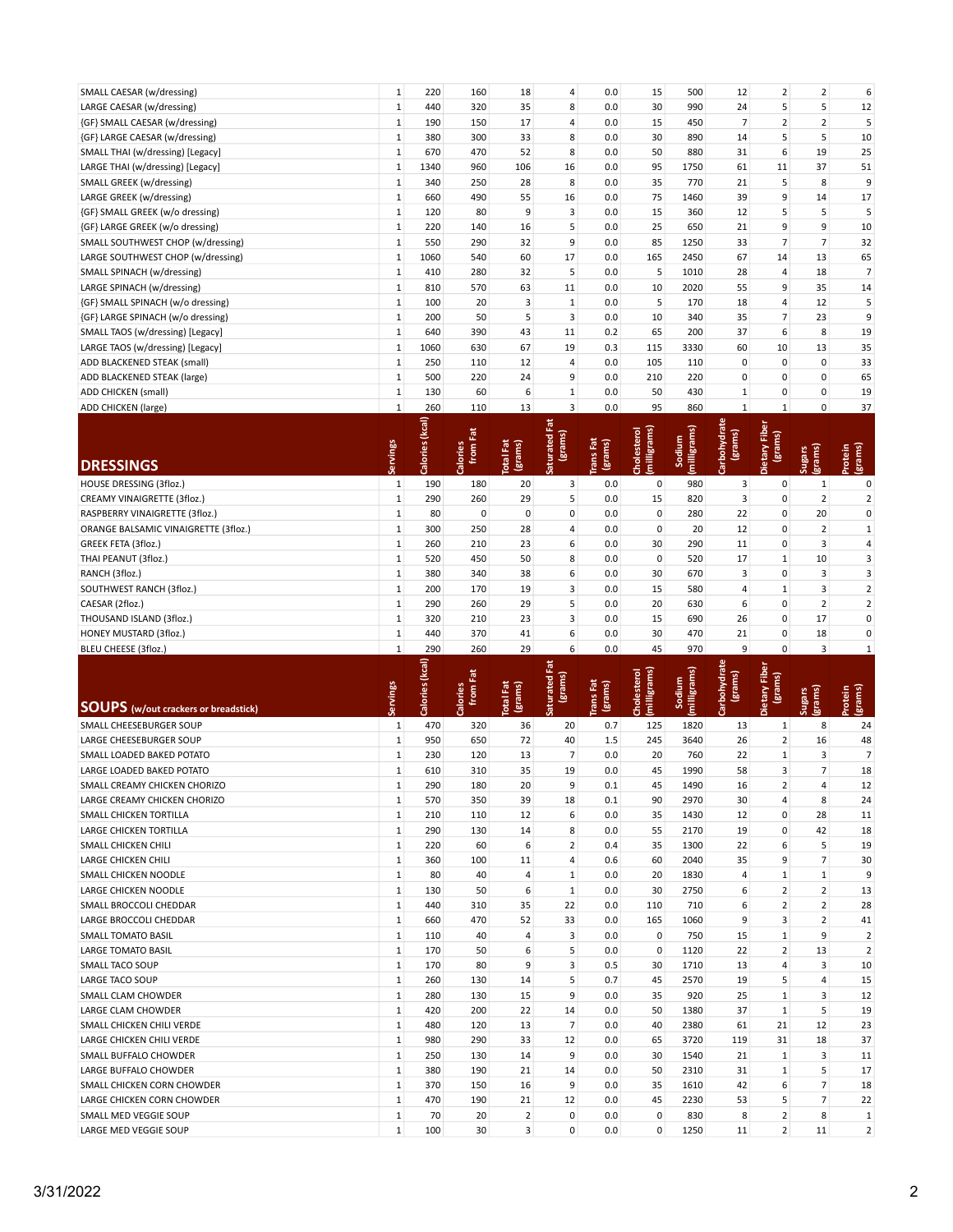| | Servings | Calories (kcal) | Calories from Fat | Total Fat (grams) | Saturated Fat (grams) | Trans Fat (grams) | Cholesterol (milligrams) | Sodium (milligrams) | Carbohydrate (grams) | Dietary Fiber (grams) | Sugars (grams) | Protein (grams) |
|---|---|---|---|---|---|---|---|---|---|---|---|---|
| SMALL CAESAR (w/dressing) | 1 | 220 | 160 | 18 | 4 | 0.0 | 15 | 500 | 12 | 2 | 2 | 6 |
| LARGE CAESAR (w/dressing) | 1 | 440 | 320 | 35 | 8 | 0.0 | 30 | 990 | 24 | 5 | 5 | 12 |
| {GF} SMALL CAESAR (w/dressing) | 1 | 190 | 150 | 17 | 4 | 0.0 | 15 | 450 | 7 | 2 | 2 | 5 |
| {GF} LARGE CAESAR (w/dressing) | 1 | 380 | 300 | 33 | 8 | 0.0 | 30 | 890 | 14 | 5 | 5 | 10 |
| SMALL THAI (w/dressing) [Legacy] | 1 | 670 | 470 | 52 | 8 | 0.0 | 50 | 880 | 31 | 6 | 19 | 25 |
| LARGE THAI (w/dressing) [Legacy] | 1 | 1340 | 960 | 106 | 16 | 0.0 | 95 | 1750 | 61 | 11 | 37 | 51 |
| SMALL GREEK (w/dressing) | 1 | 340 | 250 | 28 | 8 | 0.0 | 35 | 770 | 21 | 5 | 8 | 9 |
| LARGE GREEK (w/dressing) | 1 | 660 | 490 | 55 | 16 | 0.0 | 75 | 1460 | 39 | 9 | 14 | 17 |
| {GF} SMALL GREEK (w/o dressing) | 1 | 120 | 80 | 9 | 3 | 0.0 | 15 | 360 | 12 | 5 | 5 | 5 |
| {GF} LARGE GREEK (w/o dressing) | 1 | 220 | 140 | 16 | 5 | 0.0 | 25 | 650 | 21 | 9 | 9 | 10 |
| SMALL SOUTHWEST CHOP (w/dressing) | 1 | 550 | 290 | 32 | 9 | 0.0 | 85 | 1250 | 33 | 7 | 7 | 32 |
| LARGE SOUTHWEST CHOP (w/dressing) | 1 | 1060 | 540 | 60 | 17 | 0.0 | 165 | 2450 | 67 | 14 | 13 | 65 |
| SMALL SPINACH (w/dressing) | 1 | 410 | 280 | 32 | 5 | 0.0 | 5 | 1010 | 28 | 4 | 18 | 7 |
| LARGE SPINACH (w/dressing) | 1 | 810 | 570 | 63 | 11 | 0.0 | 10 | 2020 | 55 | 9 | 35 | 14 |
| {GF} SMALL SPINACH (w/o dressing) | 1 | 100 | 20 | 3 | 1 | 0.0 | 5 | 170 | 18 | 4 | 12 | 5 |
| {GF} LARGE SPINACH (w/o dressing) | 1 | 200 | 50 | 5 | 3 | 0.0 | 10 | 340 | 35 | 7 | 23 | 9 |
| SMALL TAOS (w/dressing) [Legacy] | 1 | 640 | 390 | 43 | 11 | 0.2 | 65 | 200 | 37 | 6 | 8 | 19 |
| LARGE TAOS (w/dressing) [Legacy] | 1 | 1060 | 630 | 67 | 19 | 0.3 | 115 | 3330 | 60 | 10 | 13 | 35 |
| ADD BLACKENED STEAK (small) | 1 | 250 | 110 | 12 | 4 | 0.0 | 105 | 110 | 0 | 0 | 0 | 33 |
| ADD BLACKENED STEAK (large) | 1 | 500 | 220 | 24 | 9 | 0.0 | 210 | 220 | 0 | 0 | 0 | 65 |
| ADD CHICKEN (small) | 1 | 130 | 60 | 6 | 1 | 0.0 | 50 | 430 | 1 | 0 | 0 | 19 |
| ADD CHICKEN (large) | 1 | 260 | 110 | 13 | 3 | 0.0 | 95 | 860 | 1 | 1 | 0 | 37 |

## DRESSINGS

| DRESSINGS | Servings | Calories (kcal) | Calories from Fat | Total Fat (grams) | Saturated Fat (grams) | Trans Fat (grams) | Cholesterol (milligrams) | Sodium (milligrams) | Carbohydrate (grams) | Dietary Fiber (grams) | Sugars (grams) | Protein (grams) |
|---|---|---|---|---|---|---|---|---|---|---|---|---|
| HOUSE DRESSING (3floz.) | 1 | 190 | 180 | 20 | 3 | 0.0 | 0 | 980 | 3 | 0 | 1 | 0 |
| CREAMY VINAIGRETTE (3floz.) | 1 | 290 | 260 | 29 | 5 | 0.0 | 15 | 820 | 3 | 0 | 2 | 2 |
| RASPBERRY VINAIGRETTE (3floz.) | 1 | 80 | 0 | 0 | 0 | 0.0 | 0 | 280 | 22 | 0 | 20 | 0 |
| ORANGE BALSAMIC VINAIGRETTE (3floz.) | 1 | 300 | 250 | 28 | 4 | 0.0 | 0 | 20 | 12 | 0 | 2 | 1 |
| GREEK FETA (3floz.) | 1 | 260 | 210 | 23 | 6 | 0.0 | 30 | 290 | 11 | 0 | 3 | 4 |
| THAI PEANUT (3floz.) | 1 | 520 | 450 | 50 | 8 | 0.0 | 0 | 520 | 17 | 1 | 10 | 3 |
| RANCH (3floz.) | 1 | 380 | 340 | 38 | 6 | 0.0 | 30 | 670 | 3 | 0 | 3 | 3 |
| SOUTHWEST RANCH (3floz.) | 1 | 200 | 170 | 19 | 3 | 0.0 | 15 | 580 | 4 | 1 | 3 | 2 |
| CAESAR (2floz.) | 1 | 290 | 260 | 29 | 5 | 0.0 | 20 | 630 | 6 | 0 | 2 | 2 |
| THOUSAND ISLAND (3floz.) | 1 | 320 | 210 | 23 | 3 | 0.0 | 15 | 690 | 26 | 0 | 17 | 0 |
| HONEY MUSTARD (3floz.) | 1 | 440 | 370 | 41 | 6 | 0.0 | 30 | 470 | 21 | 0 | 18 | 0 |
| BLEU CHEESE (3floz.) | 1 | 290 | 260 | 29 | 6 | 0.0 | 45 | 970 | 9 | 0 | 3 | 1 |

## SOUPS (w/out crackers or breadstick)

| SOUPS (w/out crackers or breadstick) | Servings | Calories (kcal) | Calories from Fat | Total Fat (grams) | Saturated Fat (grams) | Trans Fat (grams) | Cholesterol (milligrams) | Sodium (milligrams) | Carbohydrate (grams) | Dietary Fiber (grams) | Sugars (grams) | Protein (grams) |
|---|---|---|---|---|---|---|---|---|---|---|---|---|
| SMALL CHEESEBURGER SOUP | 1 | 470 | 320 | 36 | 20 | 0.7 | 125 | 1820 | 13 | 1 | 8 | 24 |
| LARGE CHEESEBURGER SOUP | 1 | 950 | 650 | 72 | 40 | 1.5 | 245 | 3640 | 26 | 2 | 16 | 48 |
| SMALL LOADED BAKED POTATO | 1 | 230 | 120 | 13 | 7 | 0.0 | 20 | 760 | 22 | 1 | 3 | 7 |
| LARGE LOADED BAKED POTATO | 1 | 610 | 310 | 35 | 19 | 0.0 | 45 | 1990 | 58 | 3 | 7 | 18 |
| SMALL CREAMY CHICKEN CHORIZO | 1 | 290 | 180 | 20 | 9 | 0.1 | 45 | 1490 | 16 | 2 | 4 | 12 |
| LARGE CREAMY CHICKEN CHORIZO | 1 | 570 | 350 | 39 | 18 | 0.1 | 90 | 2970 | 30 | 4 | 8 | 24 |
| SMALL CHICKEN TORTILLA | 1 | 210 | 110 | 12 | 6 | 0.0 | 35 | 1430 | 12 | 0 | 28 | 11 |
| LARGE CHICKEN TORTILLA | 1 | 290 | 130 | 14 | 8 | 0.0 | 55 | 2170 | 19 | 0 | 42 | 18 |
| SMALL CHICKEN CHILI | 1 | 220 | 60 | 6 | 2 | 0.4 | 35 | 1300 | 22 | 6 | 5 | 19 |
| LARGE CHICKEN CHILI | 1 | 360 | 100 | 11 | 4 | 0.6 | 60 | 2040 | 35 | 9 | 7 | 30 |
| SMALL CHICKEN NOODLE | 1 | 80 | 40 | 4 | 1 | 0.0 | 20 | 1830 | 4 | 1 | 1 | 9 |
| LARGE CHICKEN NOODLE | 1 | 130 | 50 | 6 | 1 | 0.0 | 30 | 2750 | 6 | 2 | 2 | 13 |
| SMALL BROCCOLI CHEDDAR | 1 | 440 | 310 | 35 | 22 | 0.0 | 110 | 710 | 6 | 2 | 2 | 28 |
| LARGE BROCCOLI CHEDDAR | 1 | 660 | 470 | 52 | 33 | 0.0 | 165 | 1060 | 9 | 3 | 2 | 41 |
| SMALL TOMATO BASIL | 1 | 110 | 40 | 4 | 3 | 0.0 | 0 | 750 | 15 | 1 | 9 | 2 |
| LARGE TOMATO BASIL | 1 | 170 | 50 | 6 | 5 | 0.0 | 0 | 1120 | 22 | 2 | 13 | 2 |
| SMALL TACO SOUP | 1 | 170 | 80 | 9 | 3 | 0.5 | 30 | 1710 | 13 | 4 | 3 | 10 |
| LARGE TACO SOUP | 1 | 260 | 130 | 14 | 5 | 0.7 | 45 | 2570 | 19 | 5 | 4 | 15 |
| SMALL CLAM CHOWDER | 1 | 280 | 130 | 15 | 9 | 0.0 | 35 | 920 | 25 | 1 | 3 | 12 |
| LARGE CLAM CHOWDER | 1 | 420 | 200 | 22 | 14 | 0.0 | 50 | 1380 | 37 | 1 | 5 | 19 |
| SMALL CHICKEN CHILI VERDE | 1 | 480 | 120 | 13 | 7 | 0.0 | 40 | 2380 | 61 | 21 | 12 | 23 |
| LARGE CHICKEN CHILI VERDE | 1 | 980 | 290 | 33 | 12 | 0.0 | 65 | 3720 | 119 | 31 | 18 | 37 |
| SMALL BUFFALO CHOWDER | 1 | 250 | 130 | 14 | 9 | 0.0 | 30 | 1540 | 21 | 1 | 3 | 11 |
| LARGE BUFFALO CHOWDER | 1 | 380 | 190 | 21 | 14 | 0.0 | 50 | 2310 | 31 | 1 | 5 | 17 |
| SMALL CHICKEN CORN CHOWDER | 1 | 370 | 150 | 16 | 9 | 0.0 | 35 | 1610 | 42 | 6 | 7 | 18 |
| LARGE CHICKEN CORN CHOWDER | 1 | 470 | 190 | 21 | 12 | 0.0 | 45 | 2230 | 53 | 5 | 7 | 22 |
| SMALL MED VEGGIE SOUP | 1 | 70 | 20 | 2 | 0 | 0.0 | 0 | 830 | 8 | 2 | 8 | 1 |
| LARGE MED VEGGIE SOUP | 1 | 100 | 30 | 3 | 0 | 0.0 | 0 | 1250 | 11 | 2 | 11 | 2 |

3/31/2022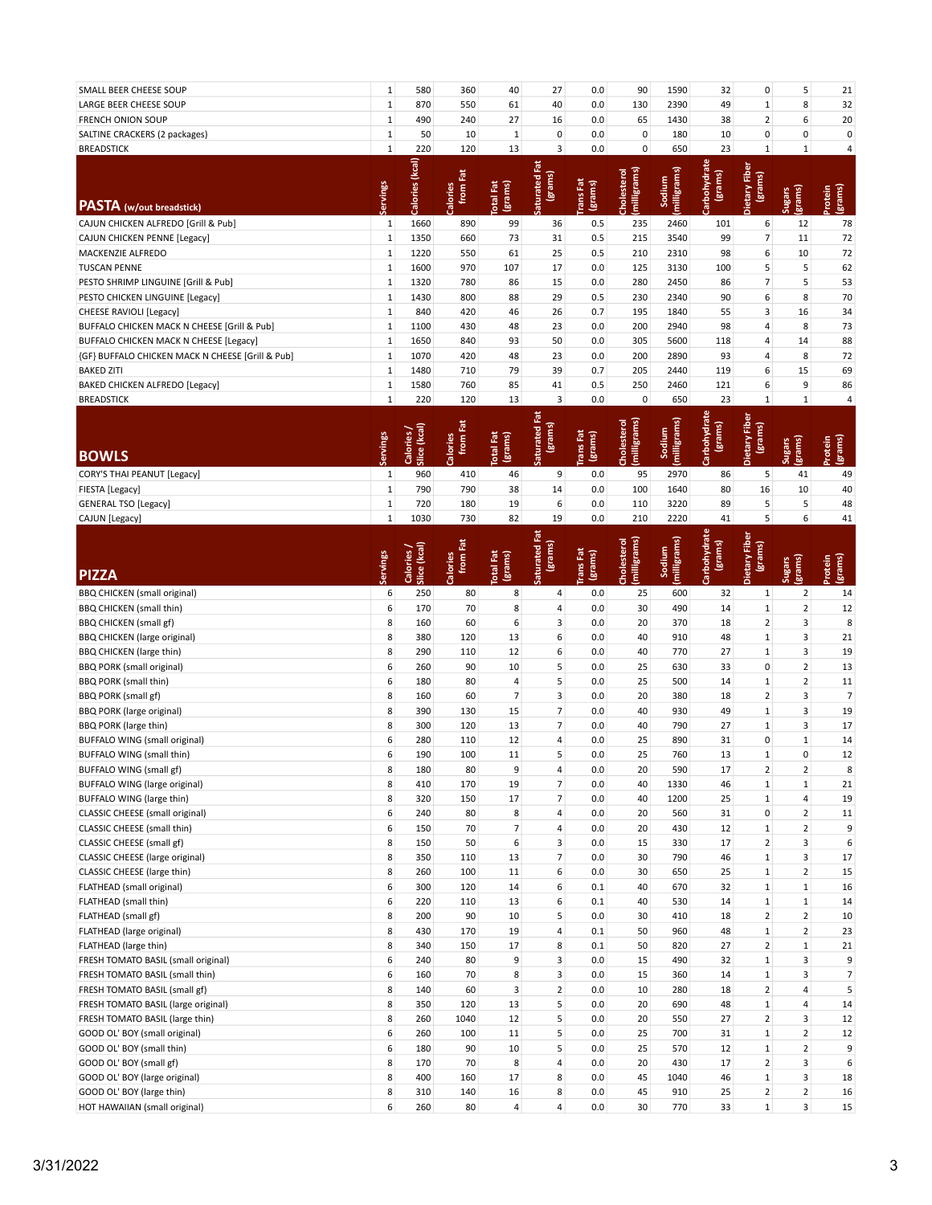| | | | | | | | | | | | | |
|---|---|---|---|---|---|---|---|---|---|---|---|---|
| SMALL BEER CHEESE SOUP | 1 | 580 | 360 | 40 | 27 | 0.0 | 90 | 1590 | 32 | 0 | 5 | 21 |
| LARGE BEER CHEESE SOUP | 1 | 870 | 550 | 61 | 40 | 0.0 | 130 | 2390 | 49 | 1 | 8 | 32 |
| FRENCH ONION SOUP | 1 | 490 | 240 | 27 | 16 | 0.0 | 65 | 1430 | 38 | 2 | 6 | 20 |
| SALTINE CRACKERS (2 packages) | 1 | 50 | 10 | 1 | 0 | 0.0 | 0 | 180 | 10 | 0 | 0 | 0 |
| BREADSTICK | 1 | 220 | 120 | 13 | 3 | 0.0 | 0 | 650 | 23 | 1 | 1 | 4 |

| **PASTA** (w/out breadstick) | Servings | Calories (kcal) | Calories from Fat | Total Fat (grams) | Saturated Fat (grams) | Trans Fat (grams) | Cholesterol (milligrams) | Sodium (milligrams) | Carbohydrate (grams) | Dietary Fiber (grams) | Sugars (grams) | Protein (grams) |
|---|---|---|---|---|---|---|---|---|---|---|---|---|
| CAJUN CHICKEN ALFREDO [Grill & Pub] | 1 | 1660 | 890 | 99 | 36 | 0.5 | 235 | 2460 | 101 | 6 | 12 | 78 |
| CAJUN CHICKEN PENNE [Legacy] | 1 | 1350 | 660 | 73 | 31 | 0.5 | 215 | 3540 | 99 | 7 | 11 | 72 |
| MACKENZIE ALFREDO | 1 | 1220 | 550 | 61 | 25 | 0.5 | 210 | 2310 | 98 | 6 | 10 | 72 |
| TUSCAN PENNE | 1 | 1600 | 970 | 107 | 17 | 0.0 | 125 | 3130 | 100 | 5 | 5 | 62 |
| PESTO SHRIMP LINGUINE [Grill & Pub] | 1 | 1320 | 780 | 86 | 15 | 0.0 | 280 | 2450 | 86 | 7 | 5 | 53 |
| PESTO CHICKEN LINGUINE [Legacy] | 1 | 1430 | 800 | 88 | 29 | 0.5 | 230 | 2340 | 90 | 6 | 8 | 70 |
| CHEESE RAVIOLI [Legacy] | 1 | 840 | 420 | 46 | 26 | 0.7 | 195 | 1840 | 55 | 3 | 16 | 34 |
| BUFFALO CHICKEN MACK N CHEESE [Grill & Pub] | 1 | 1100 | 430 | 48 | 23 | 0.0 | 200 | 2940 | 98 | 4 | 8 | 73 |
| BUFFALO CHICKEN MACK N CHEESE [Legacy] | 1 | 1650 | 840 | 93 | 50 | 0.0 | 305 | 5600 | 118 | 4 | 14 | 88 |
| {GF} BUFFALO CHICKEN MACK N CHEESE [Grill & Pub] | 1 | 1070 | 420 | 48 | 23 | 0.0 | 200 | 2890 | 93 | 4 | 8 | 72 |
| BAKED ZITI | 1 | 1480 | 710 | 79 | 39 | 0.7 | 205 | 2440 | 119 | 6 | 15 | 69 |
| BAKED CHICKEN ALFREDO [Legacy] | 1 | 1580 | 760 | 85 | 41 | 0.5 | 250 | 2460 | 121 | 6 | 9 | 86 |
| BREADSTICK | 1 | 220 | 120 | 13 | 3 | 0.0 | 0 | 650 | 23 | 1 | 1 | 4 |

| **BOWLS** | Servings | Calories / Slice (kcal) | Calories from Fat | Total Fat (grams) | Saturated Fat (grams) | Trans Fat (grams) | Cholesterol (milligrams) | Sodium (milligrams) | Carbohydrate (grams) | Dietary Fiber (grams) | Sugars (grams) | Protein (grams) |
|---|---|---|---|---|---|---|---|---|---|---|---|---|
| CORY'S THAI PEANUT [Legacy] | 1 | 960 | 410 | 46 | 9 | 0.0 | 95 | 2970 | 86 | 5 | 41 | 49 |
| FIESTA [Legacy] | 1 | 790 | 790 | 38 | 14 | 0.0 | 100 | 1640 | 80 | 16 | 10 | 40 |
| GENERAL TSO [Legacy] | 1 | 720 | 180 | 19 | 6 | 0.0 | 110 | 3220 | 89 | 5 | 5 | 48 |
| CAJUN [Legacy] | 1 | 1030 | 730 | 82 | 19 | 0.0 | 210 | 2220 | 41 | 5 | 6 | 41 |

| **PIZZA** | Servings | Calories / Slice (kcal) | Calories from Fat | Total Fat (grams) | Saturated Fat (grams) | Trans Fat (grams) | Cholesterol (milligrams) | Sodium (milligrams) | Carbohydrate (grams) | Dietary Fiber (grams) | Sugars (grams) | Protein (grams) |
|---|---|---|---|---|---|---|---|---|---|---|---|---|
| BBQ CHICKEN (small original) | 6 | 250 | 80 | 8 | 4 | 0.0 | 25 | 600 | 32 | 1 | 2 | 14 |
| BBQ CHICKEN (small thin) | 6 | 170 | 70 | 8 | 4 | 0.0 | 30 | 490 | 14 | 1 | 2 | 12 |
| BBQ CHICKEN (small gf) | 8 | 160 | 60 | 6 | 3 | 0.0 | 20 | 370 | 18 | 2 | 3 | 8 |
| BBQ CHICKEN (large original) | 8 | 380 | 120 | 13 | 6 | 0.0 | 40 | 910 | 48 | 1 | 3 | 21 |
| BBQ CHICKEN (large thin) | 8 | 290 | 110 | 12 | 6 | 0.0 | 40 | 770 | 27 | 1 | 3 | 19 |
| BBQ PORK (small original) | 6 | 260 | 90 | 10 | 5 | 0.0 | 25 | 630 | 33 | 0 | 2 | 13 |
| BBQ PORK (small thin) | 6 | 180 | 80 | 4 | 5 | 0.0 | 25 | 500 | 14 | 1 | 2 | 11 |
| BBQ PORK (small gf) | 8 | 160 | 60 | 7 | 3 | 0.0 | 20 | 380 | 18 | 2 | 3 | 7 |
| BBQ PORK (large original) | 8 | 390 | 130 | 15 | 7 | 0.0 | 40 | 930 | 49 | 1 | 3 | 19 |
| BBQ PORK (large thin) | 8 | 300 | 120 | 13 | 7 | 0.0 | 40 | 790 | 27 | 1 | 3 | 17 |
| BUFFALO WING (small original) | 6 | 280 | 110 | 12 | 4 | 0.0 | 25 | 890 | 31 | 0 | 1 | 14 |
| BUFFALO WING (small thin) | 6 | 190 | 100 | 11 | 5 | 0.0 | 25 | 760 | 13 | 1 | 0 | 12 |
| BUFFALO WING (small gf) | 8 | 180 | 80 | 9 | 4 | 0.0 | 20 | 590 | 17 | 2 | 2 | 8 |
| BUFFALO WING (large original) | 8 | 410 | 170 | 19 | 7 | 0.0 | 40 | 1330 | 46 | 1 | 1 | 21 |
| BUFFALO WING (large thin) | 8 | 320 | 150 | 17 | 7 | 0.0 | 40 | 1200 | 25 | 1 | 4 | 19 |
| CLASSIC CHEESE (small original) | 6 | 240 | 80 | 8 | 4 | 0.0 | 20 | 560 | 31 | 0 | 2 | 11 |
| CLASSIC CHEESE (small thin) | 6 | 150 | 70 | 7 | 4 | 0.0 | 20 | 430 | 12 | 1 | 2 | 9 |
| CLASSIC CHEESE (small gf) | 8 | 150 | 50 | 6 | 3 | 0.0 | 15 | 330 | 17 | 2 | 3 | 6 |
| CLASSIC CHEESE (large original) | 8 | 350 | 110 | 13 | 7 | 0.0 | 30 | 790 | 46 | 1 | 3 | 17 |
| CLASSIC CHEESE (large thin) | 8 | 260 | 100 | 11 | 6 | 0.0 | 30 | 650 | 25 | 1 | 2 | 15 |
| FLATHEAD (small original) | 6 | 300 | 120 | 14 | 6 | 0.1 | 40 | 670 | 32 | 1 | 1 | 16 |
| FLATHEAD (small thin) | 6 | 220 | 110 | 13 | 6 | 0.1 | 40 | 530 | 14 | 1 | 1 | 14 |
| FLATHEAD (small gf) | 8 | 200 | 90 | 10 | 5 | 0.0 | 30 | 410 | 18 | 2 | 2 | 10 |
| FLATHEAD (large original) | 8 | 430 | 170 | 19 | 4 | 0.1 | 50 | 960 | 48 | 1 | 2 | 23 |
| FLATHEAD (large thin) | 8 | 340 | 150 | 17 | 8 | 0.1 | 50 | 820 | 27 | 2 | 1 | 21 |
| FRESH TOMATO BASIL (small original) | 6 | 240 | 80 | 9 | 3 | 0.0 | 15 | 490 | 32 | 1 | 3 | 9 |
| FRESH TOMATO BASIL (small thin) | 6 | 160 | 70 | 8 | 3 | 0.0 | 15 | 360 | 14 | 1 | 3 | 7 |
| FRESH TOMATO BASIL (small gf) | 8 | 140 | 60 | 3 | 2 | 0.0 | 10 | 280 | 18 | 2 | 4 | 5 |
| FRESH TOMATO BASIL (large original) | 8 | 350 | 120 | 13 | 5 | 0.0 | 20 | 690 | 48 | 1 | 4 | 14 |
| FRESH TOMATO BASIL (large thin) | 8 | 260 | 1040 | 12 | 5 | 0.0 | 20 | 550 | 27 | 2 | 3 | 12 |
| GOOD OL' BOY (small original) | 6 | 260 | 100 | 11 | 5 | 0.0 | 25 | 700 | 31 | 1 | 2 | 12 |
| GOOD OL' BOY (small thin) | 6 | 180 | 90 | 10 | 5 | 0.0 | 25 | 570 | 12 | 1 | 2 | 9 |
| GOOD OL' BOY (small gf) | 8 | 170 | 70 | 8 | 4 | 0.0 | 20 | 430 | 17 | 2 | 3 | 6 |
| GOOD OL' BOY (large original) | 8 | 400 | 160 | 17 | 8 | 0.0 | 45 | 1040 | 46 | 1 | 3 | 18 |
| GOOD OL' BOY (large thin) | 8 | 310 | 140 | 16 | 8 | 0.0 | 45 | 910 | 25 | 2 | 2 | 16 |
| HOT HAWAIIAN (small original) | 6 | 260 | 80 | 4 | 4 | 0.0 | 30 | 770 | 33 | 1 | 3 | 15 |

3/31/2022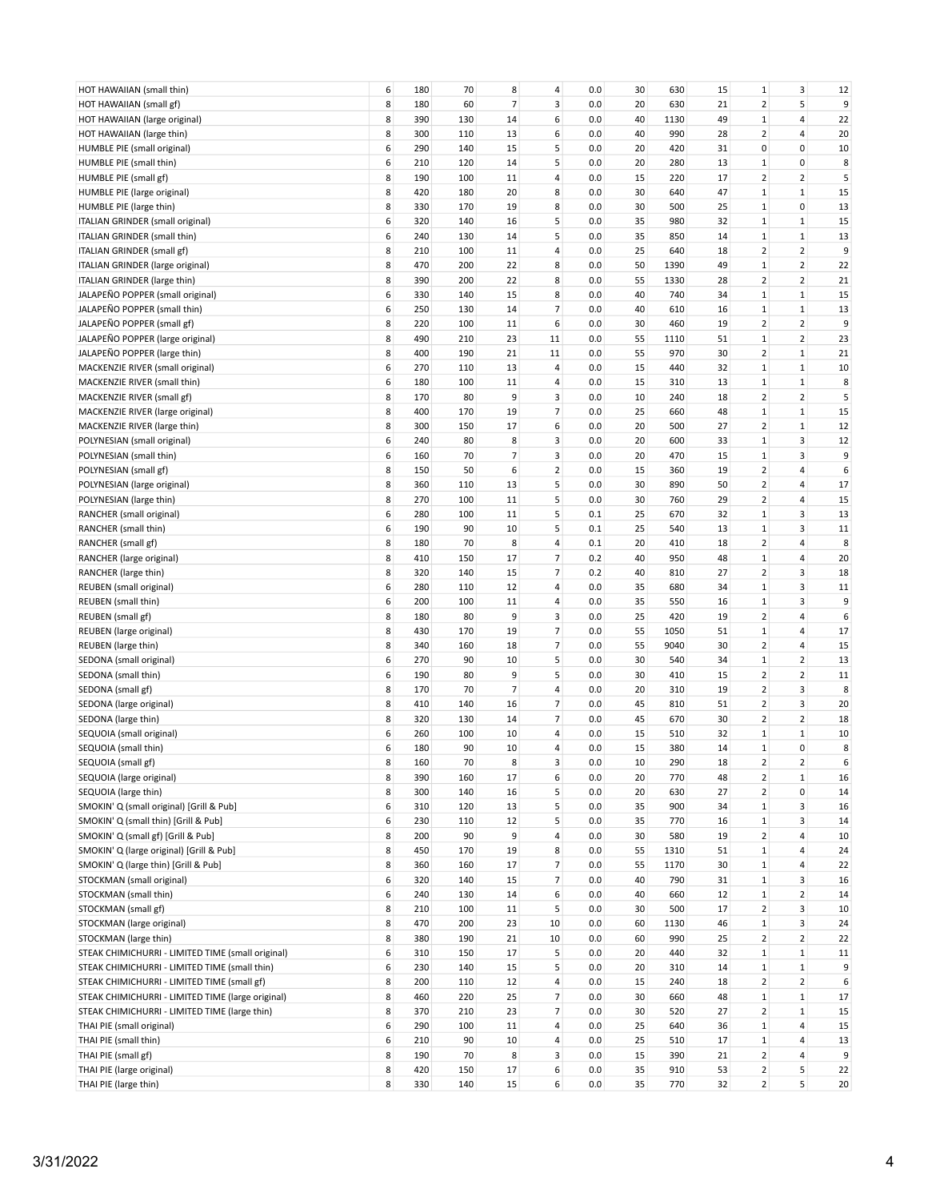| | | | | | | | | | | | | |
|---|---|---|---|---|---|---|---|---|---|---|---|---|
| HOT HAWAIIAN (small thin) | 6 | 180 | 70 | 8 | 4 | 0.0 | 30 | 630 | 15 | 1 | 3 | 12 |
| HOT HAWAIIAN (small gf) | 8 | 180 | 60 | 7 | 3 | 0.0 | 20 | 630 | 21 | 2 | 5 | 9 |
| HOT HAWAIIAN (large original) | 8 | 390 | 130 | 14 | 6 | 0.0 | 40 | 1130 | 49 | 1 | 4 | 22 |
| HOT HAWAIIAN (large thin) | 8 | 300 | 110 | 13 | 6 | 0.0 | 40 | 990 | 28 | 2 | 4 | 20 |
| HUMBLE PIE (small original) | 6 | 290 | 140 | 15 | 5 | 0.0 | 20 | 420 | 31 | 0 | 0 | 10 |
| HUMBLE PIE (small thin) | 6 | 210 | 120 | 14 | 5 | 0.0 | 20 | 280 | 13 | 1 | 0 | 8 |
| HUMBLE PIE (small gf) | 8 | 190 | 100 | 11 | 4 | 0.0 | 15 | 220 | 17 | 2 | 2 | 5 |
| HUMBLE PIE (large original) | 8 | 420 | 180 | 20 | 8 | 0.0 | 30 | 640 | 47 | 1 | 1 | 15 |
| HUMBLE PIE (large thin) | 8 | 330 | 170 | 19 | 8 | 0.0 | 30 | 500 | 25 | 1 | 0 | 13 |
| ITALIAN GRINDER (small original) | 6 | 320 | 140 | 16 | 5 | 0.0 | 35 | 980 | 32 | 1 | 1 | 15 |
| ITALIAN GRINDER (small thin) | 6 | 240 | 130 | 14 | 5 | 0.0 | 35 | 850 | 14 | 1 | 1 | 13 |
| ITALIAN GRINDER (small gf) | 8 | 210 | 100 | 11 | 4 | 0.0 | 25 | 640 | 18 | 2 | 2 | 9 |
| ITALIAN GRINDER (large original) | 8 | 470 | 200 | 22 | 8 | 0.0 | 50 | 1390 | 49 | 1 | 2 | 22 |
| ITALIAN GRINDER (large thin) | 8 | 390 | 200 | 22 | 8 | 0.0 | 55 | 1330 | 28 | 2 | 2 | 21 |
| JALAPEÑO POPPER (small original) | 6 | 330 | 140 | 15 | 8 | 0.0 | 40 | 740 | 34 | 1 | 1 | 15 |
| JALAPEÑO POPPER (small thin) | 6 | 250 | 130 | 14 | 7 | 0.0 | 40 | 610 | 16 | 1 | 1 | 13 |
| JALAPEÑO POPPER (small gf) | 8 | 220 | 100 | 11 | 6 | 0.0 | 30 | 460 | 19 | 2 | 2 | 9 |
| JALAPEÑO POPPER (large original) | 8 | 490 | 210 | 23 | 11 | 0.0 | 55 | 1110 | 51 | 1 | 2 | 23 |
| JALAPEÑO POPPER (large thin) | 8 | 400 | 190 | 21 | 11 | 0.0 | 55 | 970 | 30 | 2 | 1 | 21 |
| MACKENZIE RIVER (small original) | 6 | 270 | 110 | 13 | 4 | 0.0 | 15 | 440 | 32 | 1 | 1 | 10 |
| MACKENZIE RIVER (small thin) | 6 | 180 | 100 | 11 | 4 | 0.0 | 15 | 310 | 13 | 1 | 1 | 8 |
| MACKENZIE RIVER (small gf) | 8 | 170 | 80 | 9 | 3 | 0.0 | 10 | 240 | 18 | 2 | 2 | 5 |
| MACKENZIE RIVER (large original) | 8 | 400 | 170 | 19 | 7 | 0.0 | 25 | 660 | 48 | 1 | 1 | 15 |
| MACKENZIE RIVER (large thin) | 8 | 300 | 150 | 17 | 6 | 0.0 | 20 | 500 | 27 | 2 | 1 | 12 |
| POLYNESIAN (small original) | 6 | 240 | 80 | 8 | 3 | 0.0 | 20 | 600 | 33 | 1 | 3 | 12 |
| POLYNESIAN (small thin) | 6 | 160 | 70 | 7 | 3 | 0.0 | 20 | 470 | 15 | 1 | 3 | 9 |
| POLYNESIAN (small gf) | 8 | 150 | 50 | 6 | 2 | 0.0 | 15 | 360 | 19 | 2 | 4 | 6 |
| POLYNESIAN (large original) | 8 | 360 | 110 | 13 | 5 | 0.0 | 30 | 890 | 50 | 2 | 4 | 17 |
| POLYNESIAN (large thin) | 8 | 270 | 100 | 11 | 5 | 0.0 | 30 | 760 | 29 | 2 | 4 | 15 |
| RANCHER (small original) | 6 | 280 | 100 | 11 | 5 | 0.1 | 25 | 670 | 32 | 1 | 3 | 13 |
| RANCHER (small thin) | 6 | 190 | 90 | 10 | 5 | 0.1 | 25 | 540 | 13 | 1 | 3 | 11 |
| RANCHER (small gf) | 8 | 180 | 70 | 8 | 4 | 0.1 | 20 | 410 | 18 | 2 | 4 | 8 |
| RANCHER (large original) | 8 | 410 | 150 | 17 | 7 | 0.2 | 40 | 950 | 48 | 1 | 4 | 20 |
| RANCHER (large thin) | 8 | 320 | 140 | 15 | 7 | 0.2 | 40 | 810 | 27 | 2 | 3 | 18 |
| REUBEN (small original) | 6 | 280 | 110 | 12 | 4 | 0.0 | 35 | 680 | 34 | 1 | 3 | 11 |
| REUBEN (small thin) | 6 | 200 | 100 | 11 | 4 | 0.0 | 35 | 550 | 16 | 1 | 3 | 9 |
| REUBEN (small gf) | 8 | 180 | 80 | 9 | 3 | 0.0 | 25 | 420 | 19 | 2 | 4 | 6 |
| REUBEN (large original) | 8 | 430 | 170 | 19 | 7 | 0.0 | 55 | 1050 | 51 | 1 | 4 | 17 |
| REUBEN (large thin) | 8 | 340 | 160 | 18 | 7 | 0.0 | 55 | 9040 | 30 | 2 | 4 | 15 |
| SEDONA (small original) | 6 | 270 | 90 | 10 | 5 | 0.0 | 30 | 540 | 34 | 1 | 2 | 13 |
| SEDONA (small thin) | 6 | 190 | 80 | 9 | 5 | 0.0 | 30 | 410 | 15 | 2 | 2 | 11 |
| SEDONA (small gf) | 8 | 170 | 70 | 7 | 4 | 0.0 | 20 | 310 | 19 | 2 | 3 | 8 |
| SEDONA (large original) | 8 | 410 | 140 | 16 | 7 | 0.0 | 45 | 810 | 51 | 2 | 3 | 20 |
| SEDONA (large thin) | 8 | 320 | 130 | 14 | 7 | 0.0 | 45 | 670 | 30 | 2 | 2 | 18 |
| SEQUOIA (small original) | 6 | 260 | 100 | 10 | 4 | 0.0 | 15 | 510 | 32 | 1 | 1 | 10 |
| SEQUOIA (small thin) | 6 | 180 | 90 | 10 | 4 | 0.0 | 15 | 380 | 14 | 1 | 0 | 8 |
| SEQUOIA (small gf) | 8 | 160 | 70 | 8 | 3 | 0.0 | 10 | 290 | 18 | 2 | 2 | 6 |
| SEQUOIA (large original) | 8 | 390 | 160 | 17 | 6 | 0.0 | 20 | 770 | 48 | 2 | 1 | 16 |
| SEQUOIA (large thin) | 8 | 300 | 140 | 16 | 5 | 0.0 | 20 | 630 | 27 | 2 | 0 | 14 |
| SMOKIN' Q (small original) [Grill & Pub] | 6 | 310 | 120 | 13 | 5 | 0.0 | 35 | 900 | 34 | 1 | 3 | 16 |
| SMOKIN' Q (small thin) [Grill & Pub] | 6 | 230 | 110 | 12 | 5 | 0.0 | 35 | 770 | 16 | 1 | 3 | 14 |
| SMOKIN' Q (small gf) [Grill & Pub] | 8 | 200 | 90 | 9 | 4 | 0.0 | 30 | 580 | 19 | 2 | 4 | 10 |
| SMOKIN' Q (large original) [Grill & Pub] | 8 | 450 | 170 | 19 | 8 | 0.0 | 55 | 1310 | 51 | 1 | 4 | 24 |
| SMOKIN' Q (large thin) [Grill & Pub] | 8 | 360 | 160 | 17 | 7 | 0.0 | 55 | 1170 | 30 | 1 | 4 | 22 |
| STOCKMAN (small original) | 6 | 320 | 140 | 15 | 7 | 0.0 | 40 | 790 | 31 | 1 | 3 | 16 |
| STOCKMAN (small thin) | 6 | 240 | 130 | 14 | 6 | 0.0 | 40 | 660 | 12 | 1 | 2 | 14 |
| STOCKMAN (small gf) | 8 | 210 | 100 | 11 | 5 | 0.0 | 30 | 500 | 17 | 2 | 3 | 10 |
| STOCKMAN (large original) | 8 | 470 | 200 | 23 | 10 | 0.0 | 60 | 1130 | 46 | 1 | 3 | 24 |
| STOCKMAN (large thin) | 8 | 380 | 190 | 21 | 10 | 0.0 | 60 | 990 | 25 | 2 | 2 | 22 |
| STEAK CHIMICHURRI - LIMITED TIME (small original) | 6 | 310 | 150 | 17 | 5 | 0.0 | 20 | 440 | 32 | 1 | 1 | 11 |
| STEAK CHIMICHURRI - LIMITED TIME (small thin) | 6 | 230 | 140 | 15 | 5 | 0.0 | 20 | 310 | 14 | 1 | 1 | 9 |
| STEAK CHIMICHURRI - LIMITED TIME (small gf) | 8 | 200 | 110 | 12 | 4 | 0.0 | 15 | 240 | 18 | 2 | 2 | 6 |
| STEAK CHIMICHURRI - LIMITED TIME (large original) | 8 | 460 | 220 | 25 | 7 | 0.0 | 30 | 660 | 48 | 1 | 1 | 17 |
| STEAK CHIMICHURRI - LIMITED TIME (large thin) | 8 | 370 | 210 | 23 | 7 | 0.0 | 30 | 520 | 27 | 2 | 1 | 15 |
| THAI PIE (small original) | 6 | 290 | 100 | 11 | 4 | 0.0 | 25 | 640 | 36 | 1 | 4 | 15 |
| THAI PIE (small thin) | 6 | 210 | 90 | 10 | 4 | 0.0 | 25 | 510 | 17 | 1 | 4 | 13 |
| THAI PIE (small gf) | 8 | 190 | 70 | 8 | 3 | 0.0 | 15 | 390 | 21 | 2 | 4 | 9 |
| THAI PIE (large original) | 8 | 420 | 150 | 17 | 6 | 0.0 | 35 | 910 | 53 | 2 | 5 | 22 |
| THAI PIE (large thin) | 8 | 330 | 140 | 15 | 6 | 0.0 | 35 | 770 | 32 | 2 | 5 | 20 |

3/31/2022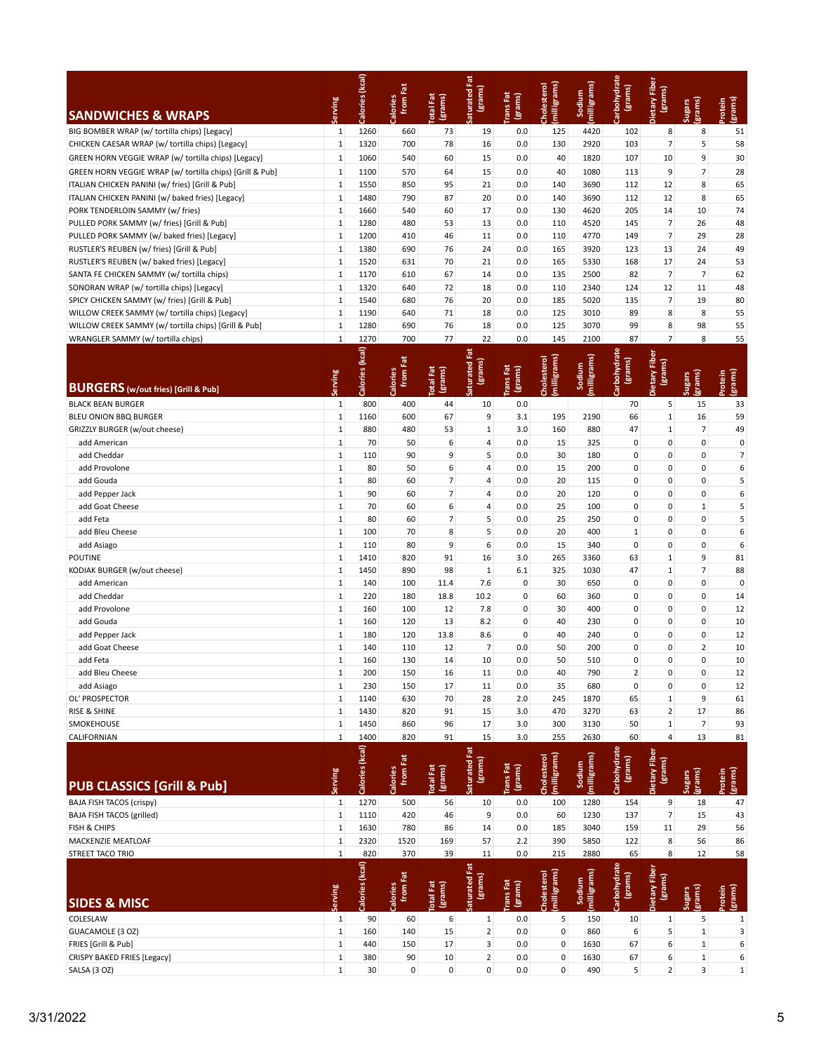## SANDWICHES & WRAPS

| SANDWICHES & WRAPS | Serving | Calories (kcal) | Calories from Fat | Total Fat (grams) | Saturated Fat (grams) | Trans Fat (grams) | Cholesterol (milligrams) | Sodium (milligrams) | Carbohydrate (grams) | Dietary Fiber (grams) | Sugars (grams) | Protein (grams) |
|---|---|---|---|---|---|---|---|---|---|---|---|---|
| BIG BOMBER WRAP (w/ tortilla chips) [Legacy] | 1 | 1260 | 660 | 73 | 19 | 0.0 | 125 | 4420 | 102 | 8 | 8 | 51 |
| CHICKEN CAESAR WRAP (w/ tortilla chips) [Legacy] | 1 | 1320 | 700 | 78 | 16 | 0.0 | 130 | 2920 | 103 | 7 | 5 | 58 |
| GREEN HORN VEGGIE WRAP (w/ tortilla chips) [Legacy] | 1 | 1060 | 540 | 60 | 15 | 0.0 | 40 | 1820 | 107 | 10 | 9 | 30 |
| GREEN HORN VEGGIE WRAP (w/ tortilla chips) [Grill & Pub] | 1 | 1100 | 570 | 64 | 15 | 0.0 | 40 | 1080 | 113 | 9 | 7 | 28 |
| ITALIAN CHICKEN PANINI (w/ fries) [Grill & Pub] | 1 | 1550 | 850 | 95 | 21 | 0.0 | 140 | 3690 | 112 | 12 | 8 | 65 |
| ITALIAN CHICKEN PANINI (w/ baked fries) [Legacy] | 1 | 1480 | 790 | 87 | 20 | 0.0 | 140 | 3690 | 112 | 12 | 8 | 65 |
| PORK TENDERLOIN SAMMY (w/ fries) | 1 | 1660 | 540 | 60 | 17 | 0.0 | 130 | 4620 | 205 | 14 | 10 | 74 |
| PULLED PORK SAMMY (w/ fries) [Grill & Pub] | 1 | 1280 | 480 | 53 | 13 | 0.0 | 110 | 4520 | 145 | 7 | 26 | 48 |
| PULLED PORK SAMMY (w/ baked fries) [Legacy] | 1 | 1200 | 410 | 46 | 11 | 0.0 | 110 | 4770 | 149 | 7 | 29 | 28 |
| RUSTLER'S REUBEN (w/ fries) [Grill & Pub] | 1 | 1380 | 690 | 76 | 24 | 0.0 | 165 | 3920 | 123 | 13 | 24 | 49 |
| RUSTLER'S REUBEN (w/ baked fries) [Legacy] | 1 | 1520 | 631 | 70 | 21 | 0.0 | 165 | 5330 | 168 | 17 | 24 | 53 |
| SANTA FE CHICKEN SAMMY (w/ tortilla chips) | 1 | 1170 | 610 | 67 | 14 | 0.0 | 135 | 2500 | 82 | 7 | 7 | 62 |
| SONORAN WRAP (w/ tortilla chips) [Legacy] | 1 | 1320 | 640 | 72 | 18 | 0.0 | 110 | 2340 | 124 | 12 | 11 | 48 |
| SPICY CHICKEN SAMMY (w/ fries) [Grill & Pub] | 1 | 1540 | 680 | 76 | 20 | 0.0 | 185 | 5020 | 135 | 7 | 19 | 80 |
| WILLOW CREEK SAMMY (w/ tortilla chips) [Legacy] | 1 | 1190 | 640 | 71 | 18 | 0.0 | 125 | 3010 | 89 | 8 | 8 | 55 |
| WILLOW CREEK SAMMY (w/ tortilla chips) [Grill & Pub] | 1 | 1280 | 690 | 76 | 18 | 0.0 | 125 | 3070 | 99 | 8 | 98 | 55 |
| WRANGLER SAMMY (w/ tortilla chips) | 1 | 1270 | 700 | 77 | 22 | 0.0 | 145 | 2100 | 87 | 7 | 8 | 55 |

## BURGERS (w/out fries) [Grill & Pub]

| BURGERS (w/out fries) [Grill & Pub] | Serving | Calories (kcal) | Calories from Fat | Total Fat (grams) | Saturated Fat (grams) | Trans Fat (grams) | Cholesterol (milligrams) | Sodium (milligrams) | Carbohydrate (grams) | Dietary Fiber (grams) | Sugars (grams) | Protein (grams) |
|---|---|---|---|---|---|---|---|---|---|---|---|---|
| BLACK BEAN BURGER | 1 | 800 | 400 | 44 | 10 | 0.0 | | | 70 | 5 | 15 | 33 |
| BLEU ONION BBQ BURGER | 1 | 1160 | 600 | 67 | 9 | 3.1 | 195 | 2190 | 66 | 1 | 16 | 59 |
| GRIZZLY BURGER (w/out cheese) | 1 | 880 | 480 | 53 | 1 | 3.0 | 160 | 880 | 47 | 1 | 7 | 49 |
| add American | 1 | 70 | 50 | 6 | 4 | 0.0 | 15 | 325 | 0 | 0 | 0 | 0 |
| add Cheddar | 1 | 110 | 90 | 9 | 5 | 0.0 | 30 | 180 | 0 | 0 | 0 | 7 |
| add Provolone | 1 | 80 | 50 | 6 | 4 | 0.0 | 15 | 200 | 0 | 0 | 0 | 6 |
| add Gouda | 1 | 80 | 60 | 7 | 4 | 0.0 | 20 | 115 | 0 | 0 | 0 | 5 |
| add Pepper Jack | 1 | 90 | 60 | 7 | 4 | 0.0 | 20 | 120 | 0 | 0 | 0 | 6 |
| add Goat Cheese | 1 | 70 | 60 | 6 | 4 | 0.0 | 25 | 100 | 0 | 0 | 1 | 5 |
| add Feta | 1 | 80 | 60 | 7 | 5 | 0.0 | 25 | 250 | 0 | 0 | 0 | 5 |
| add Bleu Cheese | 1 | 100 | 70 | 8 | 5 | 0.0 | 20 | 400 | 1 | 0 | 0 | 6 |
| add Asiago | 1 | 110 | 80 | 9 | 6 | 0.0 | 15 | 340 | 0 | 0 | 0 | 6 |
| POUTINE | 1 | 1410 | 820 | 91 | 16 | 3.0 | 265 | 3360 | 63 | 1 | 9 | 81 |
| KODIAK BURGER (w/out cheese) | 1 | 1450 | 890 | 98 | 1 | 6.1 | 325 | 1030 | 47 | 1 | 7 | 88 |
| add American | 1 | 140 | 100 | 11.4 | 7.6 | 0 | 30 | 650 | 0 | 0 | 0 | 0 |
| add Cheddar | 1 | 220 | 180 | 18.8 | 10.2 | 0 | 60 | 360 | 0 | 0 | 0 | 14 |
| add Provolone | 1 | 160 | 100 | 12 | 7.8 | 0 | 30 | 400 | 0 | 0 | 0 | 12 |
| add Gouda | 1 | 160 | 120 | 13 | 8.2 | 0 | 40 | 230 | 0 | 0 | 0 | 10 |
| add Pepper Jack | 1 | 180 | 120 | 13.8 | 8.6 | 0 | 40 | 240 | 0 | 0 | 0 | 12 |
| add Goat Cheese | 1 | 140 | 110 | 12 | 7 | 0.0 | 50 | 200 | 0 | 0 | 2 | 10 |
| add Feta | 1 | 160 | 130 | 14 | 10 | 0.0 | 50 | 510 | 0 | 0 | 0 | 10 |
| add Bleu Cheese | 1 | 200 | 150 | 16 | 11 | 0.0 | 40 | 790 | 2 | 0 | 0 | 12 |
| add Asiago | 1 | 230 | 150 | 17 | 11 | 0.0 | 35 | 680 | 0 | 0 | 0 | 12 |
| OL' PROSPECTOR | 1 | 1140 | 630 | 70 | 28 | 2.0 | 245 | 1870 | 65 | 1 | 9 | 61 |
| RISE & SHINE | 1 | 1430 | 820 | 91 | 15 | 3.0 | 470 | 3270 | 63 | 2 | 17 | 86 |
| SMOKEHOUSE | 1 | 1450 | 860 | 96 | 17 | 3.0 | 300 | 3130 | 50 | 1 | 7 | 93 |
| CALIFORNIAN | 1 | 1400 | 820 | 91 | 15 | 3.0 | 255 | 2630 | 60 | 4 | 13 | 81 |

## PUB CLASSICS [Grill & Pub]

| PUB CLASSICS [Grill & Pub] | Serving | Calories (kcal) | Calories from Fat | Total Fat (grams) | Saturated Fat (grams) | Trans Fat (grams) | Cholesterol (milligrams) | Sodium (milligrams) | Carbohydrate (grams) | Dietary Fiber (grams) | Sugars (grams) | Protein (grams) |
|---|---|---|---|---|---|---|---|---|---|---|---|---|
| BAJA FISH TACOS (crispy) | 1 | 1270 | 500 | 56 | 10 | 0.0 | 100 | 1280 | 154 | 9 | 18 | 47 |
| BAJA FISH TACOS (grilled) | 1 | 1110 | 420 | 46 | 9 | 0.0 | 60 | 1230 | 137 | 7 | 15 | 43 |
| FISH & CHIPS | 1 | 1630 | 780 | 86 | 14 | 0.0 | 185 | 3040 | 159 | 11 | 29 | 56 |
| MACKENZIE MEATLOAF | 1 | 2320 | 1520 | 169 | 57 | 2.2 | 390 | 5850 | 122 | 8 | 56 | 86 |
| STREET TACO TRIO | 1 | 820 | 370 | 39 | 11 | 0.0 | 215 | 2880 | 65 | 8 | 12 | 58 |

## SIDES & MISC

| SIDES & MISC | Serving | Calories (kcal) | Calories from Fat | Total Fat (grams) | Saturated Fat (grams) | Trans Fat (grams) | Cholesterol (milligrams) | Sodium (milligrams) | Carbohydrate (grams) | Dietary Fiber (grams) | Sugars (grams) | Protein (grams) |
|---|---|---|---|---|---|---|---|---|---|---|---|---|
| COLESLAW | 1 | 90 | 60 | 6 | 1 | 0.0 | 5 | 150 | 10 | 1 | 5 | 1 |
| GUACAMOLE (3 OZ) | 1 | 160 | 140 | 15 | 2 | 0.0 | 0 | 860 | 6 | 5 | 1 | 3 |
| FRIES [Grill & Pub] | 1 | 440 | 150 | 17 | 3 | 0.0 | 0 | 1630 | 67 | 6 | 1 | 6 |
| CRISPY BAKED FRIES [Legacy] | 1 | 380 | 90 | 10 | 2 | 0.0 | 0 | 1630 | 67 | 6 | 1 | 6 |
| SALSA (3 OZ) | 1 | 30 | 0 | 0 | 0 | 0.0 | 0 | 490 | 5 | 2 | 3 | 1 |

3/31/2022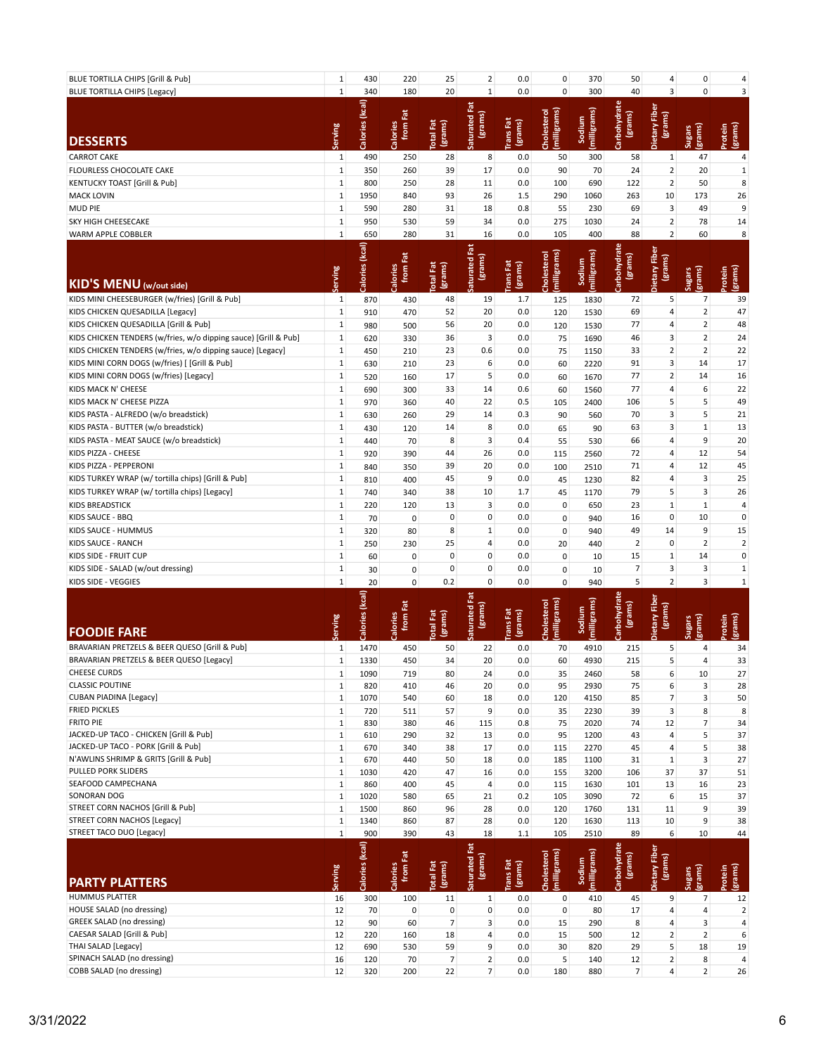| | Serving | Calories (kcal) | Calories from Fat | Total Fat (grams) | Saturated Fat (grams) | Trans Fat (grams) | Cholesterol (milligrams) | Sodium (milligrams) | Carbohydrate (grams) | Dietary Fiber (grams) | Sugars (grams) | Protein (grams) |
|---|---|---|---|---|---|---|---|---|---|---|---|---|
| BLUE TORTILLA CHIPS [Grill & Pub] | 1 | 430 | 220 | 25 | 2 | 0.0 | 0 | 370 | 50 | 4 | 0 | 4 |
| BLUE TORTILLA CHIPS [Legacy] | 1 | 340 | 180 | 20 | 1 | 0.0 | 0 | 300 | 40 | 3 | 0 | 3 |

## DESSERTS

| DESSERTS | Serving | Calories (kcal) | Calories from Fat | Total Fat (grams) | Saturated Fat (grams) | Trans Fat (grams) | Cholesterol (milligrams) | Sodium (milligrams) | Carbohydrate (grams) | Dietary Fiber (grams) | Sugars (grams) | Protein (grams) |
|---|---|---|---|---|---|---|---|---|---|---|---|---|
| CARROT CAKE | 1 | 490 | 250 | 28 | 8 | 0.0 | 50 | 300 | 58 | 1 | 47 | 4 |
| FLOURLESS CHOCOLATE CAKE | 1 | 350 | 260 | 39 | 17 | 0.0 | 90 | 70 | 24 | 2 | 20 | 1 |
| KENTUCKY TOAST [Grill & Pub] | 1 | 800 | 250 | 28 | 11 | 0.0 | 100 | 690 | 122 | 2 | 50 | 8 |
| MACK LOVIN | 1 | 1950 | 840 | 93 | 26 | 1.5 | 290 | 1060 | 263 | 10 | 173 | 26 |
| MUD PIE | 1 | 590 | 280 | 31 | 18 | 0.8 | 55 | 230 | 69 | 3 | 49 | 9 |
| SKY HIGH CHEESECAKE | 1 | 950 | 530 | 59 | 34 | 0.0 | 275 | 1030 | 24 | 2 | 78 | 14 |
| WARM APPLE COBBLER | 1 | 650 | 280 | 31 | 16 | 0.0 | 105 | 400 | 88 | 2 | 60 | 8 |

## KID'S MENU (w/out side)

| KID'S MENU (w/out side) | Serving | Calories (kcal) | Calories from Fat | Total Fat (grams) | Saturated Fat (grams) | Trans Fat (grams) | Cholesterol (milligrams) | Sodium (milligrams) | Carbohydrate (grams) | Dietary Fiber (grams) | Sugars (grams) | Protein (grams) |
|---|---|---|---|---|---|---|---|---|---|---|---|---|
| KIDS MINI CHEESEBURGER (w/fries) [Grill & Pub] | 1 | 870 | 430 | 48 | 19 | 1.7 | 125 | 1830 | 72 | 5 | 7 | 39 |
| KIDS CHICKEN QUESADILLA [Legacy] | 1 | 910 | 470 | 52 | 20 | 0.0 | 120 | 1530 | 69 | 4 | 2 | 47 |
| KIDS CHICKEN QUESADILLA [Grill & Pub] | 1 | 980 | 500 | 56 | 20 | 0.0 | 120 | 1530 | 77 | 4 | 2 | 48 |
| KIDS CHICKEN TENDERS (w/fries, w/o dipping sauce) [Grill & Pub] | 1 | 620 | 330 | 36 | 3 | 0.0 | 75 | 1690 | 46 | 3 | 2 | 24 |
| KIDS CHICKEN TENDERS (w/fries, w/o dipping sauce) [Legacy] | 1 | 450 | 210 | 23 | 0.6 | 0.0 | 75 | 1150 | 33 | 2 | 2 | 22 |
| KIDS MINI CORN DOGS (w/fries) [ [Grill & Pub] | 1 | 630 | 210 | 23 | 6 | 0.0 | 60 | 2220 | 91 | 3 | 14 | 17 |
| KIDS MINI CORN DOGS (w/fries) [Legacy] | 1 | 520 | 160 | 17 | 5 | 0.0 | 60 | 1670 | 77 | 2 | 14 | 16 |
| KIDS MACK N' CHEESE | 1 | 690 | 300 | 33 | 14 | 0.6 | 60 | 1560 | 77 | 4 | 6 | 22 |
| KIDS MACK N' CHEESE PIZZA | 1 | 970 | 360 | 40 | 22 | 0.5 | 105 | 2400 | 106 | 5 | 5 | 49 |
| KIDS PASTA - ALFREDO (w/o breadstick) | 1 | 630 | 260 | 29 | 14 | 0.3 | 90 | 560 | 70 | 3 | 5 | 21 |
| KIDS PASTA - BUTTER (w/o breadstick) | 1 | 430 | 120 | 14 | 8 | 0.0 | 65 | 90 | 63 | 3 | 1 | 13 |
| KIDS PASTA - MEAT SAUCE (w/o breadstick) | 1 | 440 | 70 | 8 | 3 | 0.4 | 55 | 530 | 66 | 4 | 9 | 20 |
| KIDS PIZZA - CHEESE | 1 | 920 | 390 | 44 | 26 | 0.0 | 115 | 2560 | 72 | 4 | 12 | 54 |
| KIDS PIZZA - PEPPERONI | 1 | 840 | 350 | 39 | 20 | 0.0 | 100 | 2510 | 71 | 4 | 12 | 45 |
| KIDS TURKEY WRAP (w/ tortilla chips) [Grill & Pub] | 1 | 810 | 400 | 45 | 9 | 0.0 | 45 | 1230 | 82 | 4 | 3 | 25 |
| KIDS TURKEY WRAP (w/ tortilla chips) [Legacy] | 1 | 740 | 340 | 38 | 10 | 1.7 | 45 | 1170 | 79 | 5 | 3 | 26 |
| KIDS BREADSTICK | 1 | 220 | 120 | 13 | 3 | 0.0 | 0 | 650 | 23 | 1 | 1 | 4 |
| KIDS SAUCE - BBQ | 1 | 70 | 0 | 0 | 0 | 0.0 | 0 | 940 | 16 | 0 | 10 | 0 |
| KIDS SAUCE - HUMMUS | 1 | 320 | 80 | 8 | 1 | 0.0 | 0 | 940 | 49 | 14 | 9 | 15 |
| KIDS SAUCE - RANCH | 1 | 250 | 230 | 25 | 4 | 0.0 | 20 | 440 | 2 | 0 | 2 | 2 |
| KIDS SIDE - FRUIT CUP | 1 | 60 | 0 | 0 | 0 | 0.0 | 0 | 10 | 15 | 1 | 14 | 0 |
| KIDS SIDE - SALAD (w/out dressing) | 1 | 30 | 0 | 0 | 0 | 0.0 | 0 | 10 | 7 | 3 | 3 | 1 |
| KIDS SIDE - VEGGIES | 1 | 20 | 0 | 0.2 | 0 | 0.0 | 0 | 940 | 5 | 2 | 3 | 1 |

## FOODIE FARE

| FOODIE FARE | Serving | Calories (kcal) | Calories from Fat | Total Fat (grams) | Saturated Fat (grams) | Trans Fat (grams) | Cholesterol (milligrams) | Sodium (milligrams) | Carbohydrate (grams) | Dietary Fiber (grams) | Sugars (grams) | Protein (grams) |
|---|---|---|---|---|---|---|---|---|---|---|---|---|
| BRAVARIAN PRETZELS & BEER QUESO [Grill & Pub] | 1 | 1470 | 450 | 50 | 22 | 0.0 | 70 | 4910 | 215 | 5 | 4 | 34 |
| BRAVARIAN PRETZELS & BEER QUESO [Legacy] | 1 | 1330 | 450 | 34 | 20 | 0.0 | 60 | 4930 | 215 | 5 | 4 | 33 |
| CHEESE CURDS | 1 | 1090 | 719 | 80 | 24 | 0.0 | 35 | 2460 | 58 | 6 | 10 | 27 |
| CLASSIC POUTINE | 1 | 820 | 410 | 46 | 20 | 0.0 | 95 | 2930 | 75 | 6 | 3 | 28 |
| CUBAN PIADINA [Legacy] | 1 | 1070 | 540 | 60 | 18 | 0.0 | 120 | 4150 | 85 | 7 | 3 | 50 |
| FRIED PICKLES | 1 | 720 | 511 | 57 | 9 | 0.0 | 35 | 2230 | 39 | 3 | 8 | 8 |
| FRITO PIE | 1 | 830 | 380 | 46 | 115 | 0.8 | 75 | 2020 | 74 | 12 | 7 | 34 |
| JACKED-UP TACO - CHICKEN [Grill & Pub] | 1 | 610 | 290 | 32 | 13 | 0.0 | 95 | 1200 | 43 | 4 | 5 | 37 |
| JACKED-UP TACO - PORK [Grill & Pub] | 1 | 670 | 340 | 38 | 17 | 0.0 | 115 | 2270 | 45 | 4 | 5 | 38 |
| N'AWLINS SHRIMP & GRITS [Grill & Pub] | 1 | 670 | 440 | 50 | 18 | 0.0 | 185 | 1100 | 31 | 1 | 3 | 27 |
| PULLED PORK SLIDERS | 1 | 1030 | 420 | 47 | 16 | 0.0 | 155 | 3200 | 106 | 37 | 37 | 51 |
| SEAFOOD CAMPECHANA | 1 | 860 | 400 | 45 | 4 | 0.0 | 115 | 1630 | 101 | 13 | 16 | 23 |
| SONORAN DOG | 1 | 1020 | 580 | 65 | 21 | 0.2 | 105 | 3090 | 72 | 6 | 15 | 37 |
| STREET CORN NACHOS [Grill & Pub] | 1 | 1500 | 860 | 96 | 28 | 0.0 | 120 | 1760 | 131 | 11 | 9 | 39 |
| STREET CORN NACHOS [Legacy] | 1 | 1340 | 860 | 87 | 28 | 0.0 | 120 | 1630 | 113 | 10 | 9 | 38 |
| STREET TACO DUO [Legacy] | 1 | 900 | 390 | 43 | 18 | 1.1 | 105 | 2510 | 89 | 6 | 10 | 44 |

## PARTY PLATTERS

| PARTY PLATTERS | Serving | Calories (kcal) | Calories from Fat | Total Fat (grams) | Saturated Fat (grams) | Trans Fat (grams) | Cholesterol (milligrams) | Sodium (milligrams) | Carbohydrate (grams) | Dietary Fiber (grams) | Sugars (grams) | Protein (grams) |
|---|---|---|---|---|---|---|---|---|---|---|---|---|
| HUMMUS PLATTER | 16 | 300 | 100 | 11 | 1 | 0.0 | 0 | 410 | 45 | 9 | 7 | 12 |
| HOUSE SALAD (no dressing) | 12 | 70 | 0 | 0 | 0 | 0.0 | 0 | 80 | 17 | 4 | 4 | 2 |
| GREEK SALAD (no dressing) | 12 | 90 | 60 | 7 | 3 | 0.0 | 15 | 290 | 8 | 4 | 3 | 4 |
| CAESAR SALAD [Grill & Pub] | 12 | 220 | 160 | 18 | 4 | 0.0 | 15 | 500 | 12 | 2 | 2 | 6 |
| THAI SALAD [Legacy] | 12 | 690 | 530 | 59 | 9 | 0.0 | 30 | 820 | 29 | 5 | 18 | 19 |
| SPINACH SALAD (no dressing) | 16 | 120 | 70 | 7 | 2 | 0.0 | 5 | 140 | 12 | 2 | 8 | 4 |
| COBB SALAD (no dressing) | 12 | 320 | 200 | 22 | 7 | 0.0 | 180 | 880 | 7 | 4 | 2 | 26 |

3/31/2022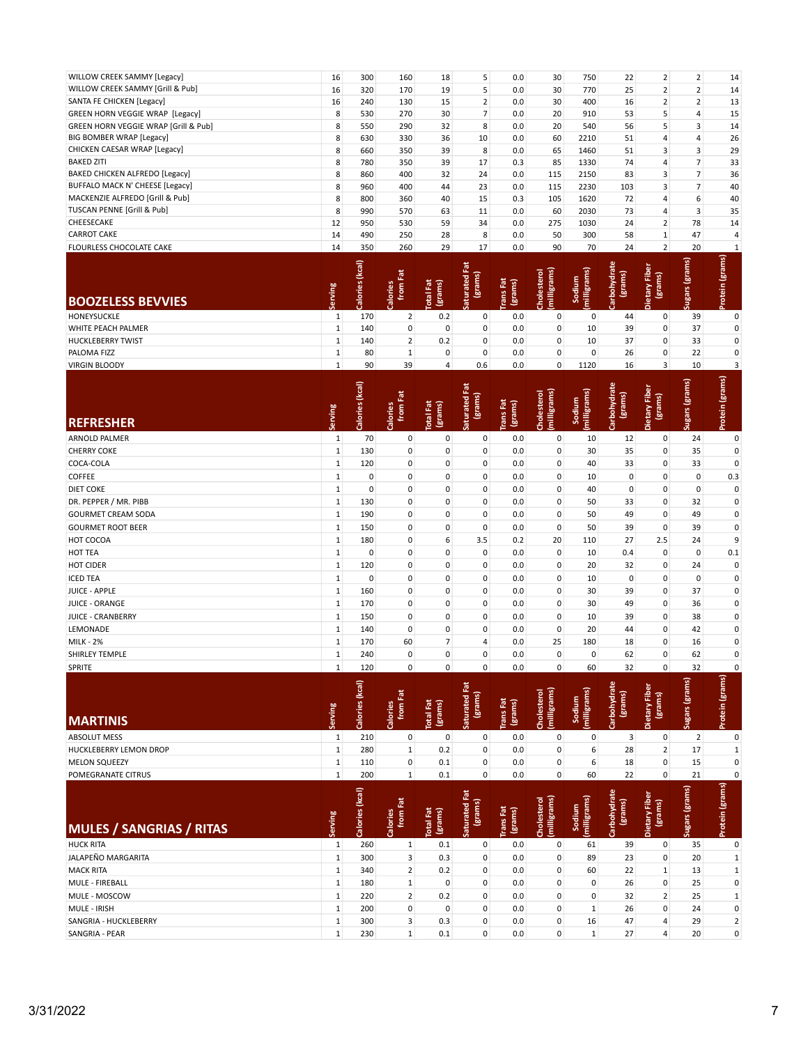| | Serving | Calories (kcal) | Calories from Fat | Total Fat (grams) | Saturated Fat (grams) | Trans Fat (grams) | Cholesterol (milligrams) | Sodium (milligrams) | Carbohydrate (grams) | Dietary Fiber (grams) | Sugars (grams) | Protein (grams) |
|---|---|---|---|---|---|---|---|---|---|---|---|---|
| WILLOW CREEK SAMMY [Legacy] | 16 | 300 | 160 | 18 | 5 | 0.0 | 30 | 750 | 22 | 2 | 2 | 14 |
| WILLOW CREEK SAMMY [Grill & Pub] | 16 | 320 | 170 | 19 | 5 | 0.0 | 30 | 770 | 25 | 2 | 2 | 14 |
| SANTA FE CHICKEN [Legacy] | 16 | 240 | 130 | 15 | 2 | 0.0 | 30 | 400 | 16 | 2 | 2 | 13 |
| GREEN HORN VEGGIE WRAP [Legacy] | 8 | 530 | 270 | 30 | 7 | 0.0 | 20 | 910 | 53 | 5 | 4 | 15 |
| GREEN HORN VEGGIE WRAP [Grill & Pub] | 8 | 550 | 290 | 32 | 8 | 0.0 | 20 | 540 | 56 | 5 | 3 | 14 |
| BIG BOMBER WRAP [Legacy] | 8 | 630 | 330 | 36 | 10 | 0.0 | 60 | 2210 | 51 | 4 | 4 | 26 |
| CHICKEN CAESAR WRAP [Legacy] | 8 | 660 | 350 | 39 | 8 | 0.0 | 65 | 1460 | 51 | 3 | 3 | 29 |
| BAKED ZITI | 8 | 780 | 350 | 39 | 17 | 0.3 | 85 | 1330 | 74 | 4 | 7 | 33 |
| BAKED CHICKEN ALFREDO [Legacy] | 8 | 860 | 400 | 32 | 24 | 0.0 | 115 | 2150 | 83 | 3 | 7 | 36 |
| BUFFALO MACK N' CHEESE [Legacy] | 8 | 960 | 400 | 44 | 23 | 0.0 | 115 | 2230 | 103 | 3 | 7 | 40 |
| MACKENZIE ALFREDO [Grill & Pub] | 8 | 800 | 360 | 40 | 15 | 0.3 | 105 | 1620 | 72 | 4 | 6 | 40 |
| TUSCAN PENNE [Grill & Pub] | 8 | 990 | 570 | 63 | 11 | 0.0 | 60 | 2030 | 73 | 4 | 3 | 35 |
| CHEESECAKE | 12 | 950 | 530 | 59 | 34 | 0.0 | 275 | 1030 | 24 | 2 | 78 | 14 |
| CARROT CAKE | 14 | 490 | 250 | 28 | 8 | 0.0 | 50 | 300 | 58 | 1 | 47 | 4 |
| FLOURLESS CHOCOLATE CAKE | 14 | 350 | 260 | 29 | 17 | 0.0 | 90 | 70 | 24 | 2 | 20 | 1 |

## BOOZELESS BEVVIES

| BOOZELESS BEVVIES | Serving | Calories (kcal) | Calories from Fat | Total Fat (grams) | Saturated Fat (grams) | Trans Fat (grams) | Cholesterol (milligrams) | Sodium (milligrams) | Carbohydrate (grams) | Dietary Fiber (grams) | Sugars (grams) | Protein (grams) |
|---|---|---|---|---|---|---|---|---|---|---|---|---|
| HONEYSUCKLE | 1 | 170 | 2 | 0.2 | 0 | 0.0 | 0 | 0 | 44 | 0 | 39 | 0 |
| WHITE PEACH PALMER | 1 | 140 | 0 | 0 | 0 | 0.0 | 0 | 10 | 39 | 0 | 37 | 0 |
| HUCKLEBERRY TWIST | 1 | 140 | 2 | 0.2 | 0 | 0.0 | 0 | 10 | 37 | 0 | 33 | 0 |
| PALOMA FIZZ | 1 | 80 | 1 | 0 | 0 | 0.0 | 0 | 0 | 26 | 0 | 22 | 0 |
| VIRGIN BLOODY | 1 | 90 | 39 | 4 | 0.6 | 0.0 | 0 | 1120 | 16 | 3 | 10 | 3 |

## REFRESHER

| REFRESHER | Serving | Calories (kcal) | Calories from Fat | Total Fat (grams) | Saturated Fat (grams) | Trans Fat (grams) | Cholesterol (milligrams) | Sodium (milligrams) | Carbohydrate (grams) | Dietary Fiber (grams) | Sugars (grams) | Protein (grams) |
|---|---|---|---|---|---|---|---|---|---|---|---|---|
| ARNOLD PALMER | 1 | 70 | 0 | 0 | 0 | 0.0 | 0 | 10 | 12 | 0 | 24 | 0 |
| CHERRY COKE | 1 | 130 | 0 | 0 | 0 | 0.0 | 0 | 30 | 35 | 0 | 35 | 0 |
| COCA-COLA | 1 | 120 | 0 | 0 | 0 | 0.0 | 0 | 40 | 33 | 0 | 33 | 0 |
| COFFEE | 1 | 0 | 0 | 0 | 0 | 0.0 | 0 | 10 | 0 | 0 | 0 | 0.3 |
| DIET COKE | 1 | 0 | 0 | 0 | 0 | 0.0 | 0 | 40 | 0 | 0 | 0 | 0 |
| DR. PEPPER / MR. PIBB | 1 | 130 | 0 | 0 | 0 | 0.0 | 0 | 50 | 33 | 0 | 32 | 0 |
| GOURMET CREAM SODA | 1 | 190 | 0 | 0 | 0 | 0.0 | 0 | 50 | 49 | 0 | 49 | 0 |
| GOURMET ROOT BEER | 1 | 150 | 0 | 0 | 0 | 0.0 | 0 | 50 | 39 | 0 | 39 | 0 |
| HOT COCOA | 1 | 180 | 0 | 6 | 3.5 | 0.2 | 20 | 110 | 27 | 2.5 | 24 | 9 |
| HOT TEA | 1 | 0 | 0 | 0 | 0 | 0.0 | 0 | 10 | 0.4 | 0 | 0 | 0.1 |
| HOT CIDER | 1 | 120 | 0 | 0 | 0 | 0.0 | 0 | 20 | 32 | 0 | 24 | 0 |
| ICED TEA | 1 | 0 | 0 | 0 | 0 | 0.0 | 0 | 10 | 0 | 0 | 0 | 0 |
| JUICE - APPLE | 1 | 160 | 0 | 0 | 0 | 0.0 | 0 | 30 | 39 | 0 | 37 | 0 |
| JUICE - ORANGE | 1 | 170 | 0 | 0 | 0 | 0.0 | 0 | 30 | 49 | 0 | 36 | 0 |
| JUICE - CRANBERRY | 1 | 150 | 0 | 0 | 0 | 0.0 | 0 | 10 | 39 | 0 | 38 | 0 |
| LEMONADE | 1 | 140 | 0 | 0 | 0 | 0.0 | 0 | 20 | 44 | 0 | 42 | 0 |
| MILK - 2% | 1 | 170 | 60 | 7 | 4 | 0.0 | 25 | 180 | 18 | 0 | 16 | 0 |
| SHIRLEY TEMPLE | 1 | 240 | 0 | 0 | 0 | 0.0 | 0 | 0 | 62 | 0 | 62 | 0 |
| SPRITE | 1 | 120 | 0 | 0 | 0 | 0.0 | 0 | 60 | 32 | 0 | 32 | 0 |

## MARTINIS

| MARTINIS | Serving | Calories (kcal) | Calories from Fat | Total Fat (grams) | Saturated Fat (grams) | Trans Fat (grams) | Cholesterol (milligrams) | Sodium (milligrams) | Carbohydrate (grams) | Dietary Fiber (grams) | Sugars (grams) | Protein (grams) |
|---|---|---|---|---|---|---|---|---|---|---|---|---|
| ABSOLUT MESS | 1 | 210 | 0 | 0 | 0 | 0.0 | 0 | 0 | 3 | 0 | 2 | 0 |
| HUCKLEBERRY LEMON DROP | 1 | 280 | 1 | 0.2 | 0 | 0.0 | 0 | 6 | 28 | 2 | 17 | 1 |
| MELON SQUEEZY | 1 | 110 | 0 | 0.1 | 0 | 0.0 | 0 | 6 | 18 | 0 | 15 | 0 |
| POMEGRANATE CITRUS | 1 | 200 | 1 | 0.1 | 0 | 0.0 | 0 | 60 | 22 | 0 | 21 | 0 |

## MULES / SANGRIAS / RITAS

| MULES / SANGRIAS / RITAS | Serving | Calories (kcal) | Calories from Fat | Total Fat (grams) | Saturated Fat (grams) | Trans Fat (grams) | Cholesterol (milligrams) | Sodium (milligrams) | Carbohydrate (grams) | Dietary Fiber (grams) | Sugars (grams) | Protein (grams) |
|---|---|---|---|---|---|---|---|---|---|---|---|---|
| HUCK RITA | 1 | 260 | 1 | 0.1 | 0 | 0.0 | 0 | 61 | 39 | 0 | 35 | 0 |
| JALAPEÑO MARGARITA | 1 | 300 | 3 | 0.3 | 0 | 0.0 | 0 | 89 | 23 | 0 | 20 | 1 |
| MACK RITA | 1 | 340 | 2 | 0.2 | 0 | 0.0 | 0 | 60 | 22 | 1 | 13 | 1 |
| MULE - FIREBALL | 1 | 180 | 1 | 0 | 0 | 0.0 | 0 | 0 | 26 | 0 | 25 | 0 |
| MULE - MOSCOW | 1 | 220 | 2 | 0.2 | 0 | 0.0 | 0 | 0 | 32 | 2 | 25 | 1 |
| MULE - IRISH | 1 | 200 | 0 | 0 | 0 | 0.0 | 0 | 1 | 26 | 0 | 24 | 0 |
| SANGRIA - HUCKLEBERRY | 1 | 300 | 3 | 0.3 | 0 | 0.0 | 0 | 16 | 47 | 4 | 29 | 2 |
| SANGRIA - PEAR | 1 | 230 | 1 | 0.1 | 0 | 0.0 | 0 | 1 | 27 | 4 | 20 | 0 |

3/31/2022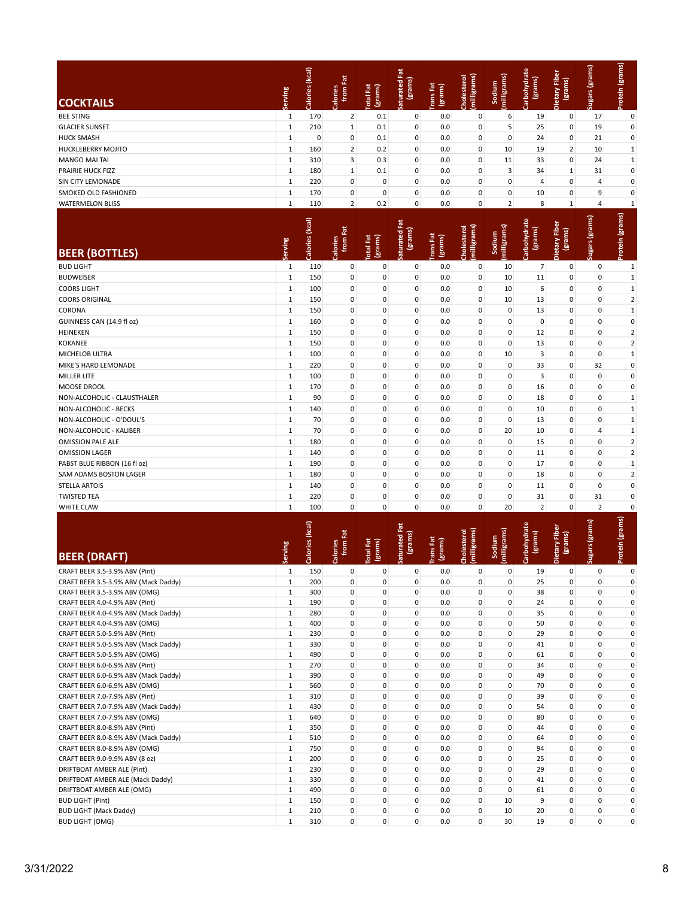## COCKTAILS

| COCKTAILS | Serving | Calories (kcal) | Calories from Fat | Total Fat (grams) | Saturated Fat (grams) | Trans Fat (grams) | Cholesterol (milligrams) | Sodium (milligrams) | Carbohydrate (grams) | Dietary Fiber (grams) | Sugars (grams) | Protein (grams) |
|---|---|---|---|---|---|---|---|---|---|---|---|---|
| BEE STING | 1 | 170 | 2 | 0.1 | 0 | 0.0 | 0 | 6 | 19 | 0 | 17 | 0 |
| GLACIER SUNSET | 1 | 210 | 1 | 0.1 | 0 | 0.0 | 0 | 5 | 25 | 0 | 19 | 0 |
| HUCK SMASH | 1 | 0 | 0 | 0.1 | 0 | 0.0 | 0 | 0 | 24 | 0 | 21 | 0 |
| HUCKLEBERRY MOJITO | 1 | 160 | 2 | 0.2 | 0 | 0.0 | 0 | 10 | 19 | 2 | 10 | 1 |
| MANGO MAI TAI | 1 | 310 | 3 | 0.3 | 0 | 0.0 | 0 | 11 | 33 | 0 | 24 | 1 |
| PRAIRIE HUCK FIZZ | 1 | 180 | 1 | 0.1 | 0 | 0.0 | 0 | 3 | 34 | 1 | 31 | 0 |
| SIN CITY LEMONADE | 1 | 220 | 0 | 0 | 0 | 0.0 | 0 | 0 | 4 | 0 | 4 | 0 |
| SMOKED OLD FASHIONED | 1 | 170 | 0 | 0 | 0 | 0.0 | 0 | 0 | 10 | 0 | 9 | 0 |
| WATERMELON BLISS | 1 | 110 | 2 | 0.2 | 0 | 0.0 | 0 | 2 | 8 | 1 | 4 | 1 |

## BEER (BOTTLES)

| BEER (BOTTLES) | Serving | Calories (kcal) | Calories from Fat | Total Fat (grams) | Saturated Fat (grams) | Trans Fat (grams) | Cholesterol (milligrams) | Sodium (milligrams) | Carbohydrate (grams) | Dietary Fiber (grams) | Sugars (grams) | Protein (grams) |
|---|---|---|---|---|---|---|---|---|---|---|---|---|
| BUD LIGHT | 1 | 110 | 0 | 0 | 0 | 0.0 | 0 | 10 | 7 | 0 | 0 | 1 |
| BUDWEISER | 1 | 150 | 0 | 0 | 0 | 0.0 | 0 | 10 | 11 | 0 | 0 | 1 |
| COORS LIGHT | 1 | 100 | 0 | 0 | 0 | 0.0 | 0 | 10 | 6 | 0 | 0 | 1 |
| COORS ORIGINAL | 1 | 150 | 0 | 0 | 0 | 0.0 | 0 | 10 | 13 | 0 | 0 | 2 |
| CORONA | 1 | 150 | 0 | 0 | 0 | 0.0 | 0 | 0 | 13 | 0 | 0 | 1 |
| GUINNESS CAN (14.9 fl oz) | 1 | 160 | 0 | 0 | 0 | 0.0 | 0 | 0 | 0 | 0 | 0 | 0 |
| HEINEKEN | 1 | 150 | 0 | 0 | 0 | 0.0 | 0 | 0 | 12 | 0 | 0 | 2 |
| KOKANEE | 1 | 150 | 0 | 0 | 0 | 0.0 | 0 | 0 | 13 | 0 | 0 | 2 |
| MICHELOB ULTRA | 1 | 100 | 0 | 0 | 0 | 0.0 | 0 | 10 | 3 | 0 | 0 | 1 |
| MIKE'S HARD LEMONADE | 1 | 220 | 0 | 0 | 0 | 0.0 | 0 | 0 | 33 | 0 | 32 | 0 |
| MILLER LITE | 1 | 100 | 0 | 0 | 0 | 0.0 | 0 | 0 | 3 | 0 | 0 | 0 |
| MOOSE DROOL | 1 | 170 | 0 | 0 | 0 | 0.0 | 0 | 0 | 16 | 0 | 0 | 0 |
| NON-ALCOHOLIC - CLAUSTHALER | 1 | 90 | 0 | 0 | 0 | 0.0 | 0 | 0 | 18 | 0 | 0 | 1 |
| NON-ALCOHOLIC - BECKS | 1 | 140 | 0 | 0 | 0 | 0.0 | 0 | 0 | 10 | 0 | 0 | 1 |
| NON-ALCOHOLIC - O'DOUL'S | 1 | 70 | 0 | 0 | 0 | 0.0 | 0 | 0 | 13 | 0 | 0 | 1 |
| NON-ALCOHOLIC - KALIBER | 1 | 70 | 0 | 0 | 0 | 0.0 | 0 | 20 | 10 | 0 | 4 | 1 |
| OMISSION PALE ALE | 1 | 180 | 0 | 0 | 0 | 0.0 | 0 | 0 | 15 | 0 | 0 | 2 |
| OMISSION LAGER | 1 | 140 | 0 | 0 | 0 | 0.0 | 0 | 0 | 11 | 0 | 0 | 2 |
| PABST BLUE RIBBON (16 fl oz) | 1 | 190 | 0 | 0 | 0 | 0.0 | 0 | 0 | 17 | 0 | 0 | 1 |
| SAM ADAMS BOSTON LAGER | 1 | 180 | 0 | 0 | 0 | 0.0 | 0 | 0 | 18 | 0 | 0 | 2 |
| STELLA ARTOIS | 1 | 140 | 0 | 0 | 0 | 0.0 | 0 | 0 | 11 | 0 | 0 | 0 |
| TWISTED TEA | 1 | 220 | 0 | 0 | 0 | 0.0 | 0 | 0 | 31 | 0 | 31 | 0 |
| WHITE CLAW | 1 | 100 | 0 | 0 | 0 | 0.0 | 0 | 20 | 2 | 0 | 2 | 0 |

## BEER (DRAFT)

| BEER (DRAFT) | Serving | Calories (kcal) | Calories from Fat | Total Fat (grams) | Saturated Fat (grams) | Trans Fat (grams) | Cholesterol (milligrams) | Sodium (milligrams) | Carbohydrate (grams) | Dietary Fiber (grams) | Sugars (grams) | Protein (grams) |
|---|---|---|---|---|---|---|---|---|---|---|---|---|
| CRAFT BEER 3.5-3.9% ABV (Pint) | 1 | 150 | 0 | 0 | 0 | 0.0 | 0 | 0 | 19 | 0 | 0 | 0 |
| CRAFT BEER 3.5-3.9% ABV (Mack Daddy) | 1 | 200 | 0 | 0 | 0 | 0.0 | 0 | 0 | 25 | 0 | 0 | 0 |
| CRAFT BEER 3.5-3.9% ABV (OMG) | 1 | 300 | 0 | 0 | 0 | 0.0 | 0 | 0 | 38 | 0 | 0 | 0 |
| CRAFT BEER 4.0-4.9% ABV (Pint) | 1 | 190 | 0 | 0 | 0 | 0.0 | 0 | 0 | 24 | 0 | 0 | 0 |
| CRAFT BEER 4.0-4.9% ABV (Mack Daddy) | 1 | 280 | 0 | 0 | 0 | 0.0 | 0 | 0 | 35 | 0 | 0 | 0 |
| CRAFT BEER 4.0-4.9% ABV (OMG) | 1 | 400 | 0 | 0 | 0 | 0.0 | 0 | 0 | 50 | 0 | 0 | 0 |
| CRAFT BEER 5.0-5.9% ABV (Pint) | 1 | 230 | 0 | 0 | 0 | 0.0 | 0 | 0 | 29 | 0 | 0 | 0 |
| CRAFT BEER 5.0-5.9% ABV (Mack Daddy) | 1 | 330 | 0 | 0 | 0 | 0.0 | 0 | 0 | 41 | 0 | 0 | 0 |
| CRAFT BEER 5.0-5.9% ABV (OMG) | 1 | 490 | 0 | 0 | 0 | 0.0 | 0 | 0 | 61 | 0 | 0 | 0 |
| CRAFT BEER 6.0-6.9% ABV (Pint) | 1 | 270 | 0 | 0 | 0 | 0.0 | 0 | 0 | 34 | 0 | 0 | 0 |
| CRAFT BEER 6.0-6.9% ABV (Mack Daddy) | 1 | 390 | 0 | 0 | 0 | 0.0 | 0 | 0 | 49 | 0 | 0 | 0 |
| CRAFT BEER 6.0-6.9% ABV (OMG) | 1 | 560 | 0 | 0 | 0 | 0.0 | 0 | 0 | 70 | 0 | 0 | 0 |
| CRAFT BEER 7.0-7.9% ABV (Pint) | 1 | 310 | 0 | 0 | 0 | 0.0 | 0 | 0 | 39 | 0 | 0 | 0 |
| CRAFT BEER 7.0-7.9% ABV (Mack Daddy) | 1 | 430 | 0 | 0 | 0 | 0.0 | 0 | 0 | 54 | 0 | 0 | 0 |
| CRAFT BEER 7.0-7.9% ABV (OMG) | 1 | 640 | 0 | 0 | 0 | 0.0 | 0 | 0 | 80 | 0 | 0 | 0 |
| CRAFT BEER 8.0-8.9% ABV (Pint) | 1 | 350 | 0 | 0 | 0 | 0.0 | 0 | 0 | 44 | 0 | 0 | 0 |
| CRAFT BEER 8.0-8.9% ABV (Mack Daddy) | 1 | 510 | 0 | 0 | 0 | 0.0 | 0 | 0 | 64 | 0 | 0 | 0 |
| CRAFT BEER 8.0-8.9% ABV (OMG) | 1 | 750 | 0 | 0 | 0 | 0.0 | 0 | 0 | 94 | 0 | 0 | 0 |
| CRAFT BEER 9.0-9.9% ABV (8 oz) | 1 | 200 | 0 | 0 | 0 | 0.0 | 0 | 0 | 25 | 0 | 0 | 0 |
| DRIFTBOAT AMBER ALE (Pint) | 1 | 230 | 0 | 0 | 0 | 0.0 | 0 | 0 | 29 | 0 | 0 | 0 |
| DRIFTBOAT AMBER ALE (Mack Daddy) | 1 | 330 | 0 | 0 | 0 | 0.0 | 0 | 0 | 41 | 0 | 0 | 0 |
| DRIFTBOAT AMBER ALE (OMG) | 1 | 490 | 0 | 0 | 0 | 0.0 | 0 | 0 | 61 | 0 | 0 | 0 |
| BUD LIGHT (Pint) | 1 | 150 | 0 | 0 | 0 | 0.0 | 0 | 10 | 9 | 0 | 0 | 0 |
| BUD LIGHT (Mack Daddy) | 1 | 210 | 0 | 0 | 0 | 0.0 | 0 | 10 | 20 | 0 | 0 | 0 |
| BUD LIGHT (OMG) | 1 | 310 | 0 | 0 | 0 | 0.0 | 0 | 30 | 19 | 0 | 0 | 0 |

3/31/2022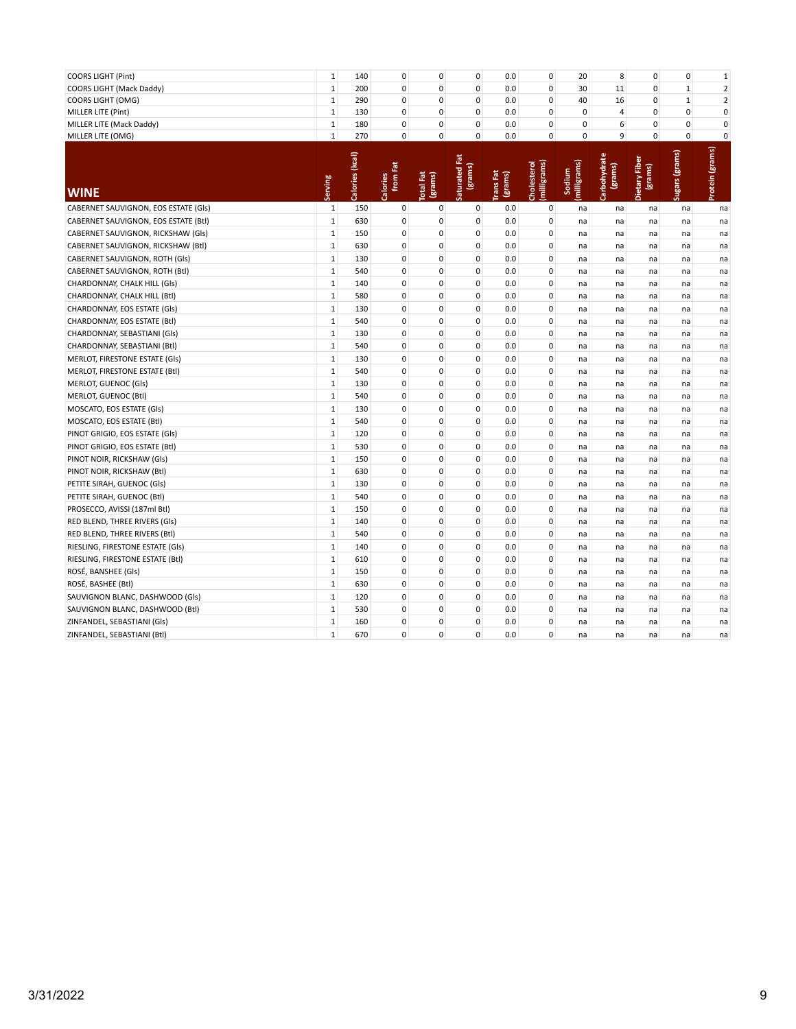| | Serving | Calories (kcal) | Calories from Fat | Total Fat (grams) | Saturated Fat (grams) | Trans Fat (grams) | Cholesterol (milligrams) | Sodium (milligrams) | Carbohydrate (grams) | Dietary Fiber (grams) | Sugars (grams) | Protein (grams) |
|---|---|---|---|---|---|---|---|---|---|---|---|---|
| COORS LIGHT (Pint) | 1 | 140 | 0 | 0 | 0 | 0.0 | 0 | 20 | 8 | 0 | 0 | 1 |
| COORS LIGHT (Mack Daddy) | 1 | 200 | 0 | 0 | 0 | 0.0 | 0 | 30 | 11 | 0 | 1 | 2 |
| COORS LIGHT (OMG) | 1 | 290 | 0 | 0 | 0 | 0.0 | 0 | 40 | 16 | 0 | 1 | 2 |
| MILLER LITE (Pint) | 1 | 130 | 0 | 0 | 0 | 0.0 | 0 | 0 | 4 | 0 | 0 | 0 |
| MILLER LITE (Mack Daddy) | 1 | 180 | 0 | 0 | 0 | 0.0 | 0 | 0 | 6 | 0 | 0 | 0 |
| MILLER LITE (OMG) | 1 | 270 | 0 | 0 | 0 | 0.0 | 0 | 0 | 9 | 0 | 0 | 0 |

| WINE | Serving | Calories (kcal) | Calories from Fat | Total Fat (grams) | Saturated Fat (grams) | Trans Fat (grams) | Cholesterol (milligrams) | Sodium (milligrams) | Carbohydrate (grams) | Dietary Fiber (grams) | Sugars (grams) | Protein (grams) |
|---|---|---|---|---|---|---|---|---|---|---|---|---|
| CABERNET SAUVIGNON, EOS ESTATE (Gls) | 1 | 150 | 0 | 0 | 0 | 0.0 | 0 | na | na | na | na | na |
| CABERNET SAUVIGNON, EOS ESTATE (Btl) | 1 | 630 | 0 | 0 | 0 | 0.0 | 0 | na | na | na | na | na |
| CABERNET SAUVIGNON, RICKSHAW (Gls) | 1 | 150 | 0 | 0 | 0 | 0.0 | 0 | na | na | na | na | na |
| CABERNET SAUVIGNON, RICKSHAW (Btl) | 1 | 630 | 0 | 0 | 0 | 0.0 | 0 | na | na | na | na | na |
| CABERNET SAUVIGNON, ROTH (Gls) | 1 | 130 | 0 | 0 | 0 | 0.0 | 0 | na | na | na | na | na |
| CABERNET SAUVIGNON, ROTH (Btl) | 1 | 540 | 0 | 0 | 0 | 0.0 | 0 | na | na | na | na | na |
| CHARDONNAY, CHALK HILL (Gls) | 1 | 140 | 0 | 0 | 0 | 0.0 | 0 | na | na | na | na | na |
| CHARDONNAY, CHALK HILL (Btl) | 1 | 580 | 0 | 0 | 0 | 0.0 | 0 | na | na | na | na | na |
| CHARDONNAY, EOS ESTATE (Gls) | 1 | 130 | 0 | 0 | 0 | 0.0 | 0 | na | na | na | na | na |
| CHARDONNAY, EOS ESTATE (Btl) | 1 | 540 | 0 | 0 | 0 | 0.0 | 0 | na | na | na | na | na |
| CHARDONNAY, SEBASTIANI (Gls) | 1 | 130 | 0 | 0 | 0 | 0.0 | 0 | na | na | na | na | na |
| CHARDONNAY, SEBASTIANI (Btl) | 1 | 540 | 0 | 0 | 0 | 0.0 | 0 | na | na | na | na | na |
| MERLOT, FIRESTONE ESTATE (Gls) | 1 | 130 | 0 | 0 | 0 | 0.0 | 0 | na | na | na | na | na |
| MERLOT, FIRESTONE ESTATE (Btl) | 1 | 540 | 0 | 0 | 0 | 0.0 | 0 | na | na | na | na | na |
| MERLOT, GUENOC (Gls) | 1 | 130 | 0 | 0 | 0 | 0.0 | 0 | na | na | na | na | na |
| MERLOT, GUENOC (Btl) | 1 | 540 | 0 | 0 | 0 | 0.0 | 0 | na | na | na | na | na |
| MOSCATO, EOS ESTATE (Gls) | 1 | 130 | 0 | 0 | 0 | 0.0 | 0 | na | na | na | na | na |
| MOSCATO, EOS ESTATE (Btl) | 1 | 540 | 0 | 0 | 0 | 0.0 | 0 | na | na | na | na | na |
| PINOT GRIGIO, EOS ESTATE (Gls) | 1 | 120 | 0 | 0 | 0 | 0.0 | 0 | na | na | na | na | na |
| PINOT GRIGIO, EOS ESTATE (Btl) | 1 | 530 | 0 | 0 | 0 | 0.0 | 0 | na | na | na | na | na |
| PINOT NOIR, RICKSHAW (Gls) | 1 | 150 | 0 | 0 | 0 | 0.0 | 0 | na | na | na | na | na |
| PINOT NOIR, RICKSHAW (Btl) | 1 | 630 | 0 | 0 | 0 | 0.0 | 0 | na | na | na | na | na |
| PETITE SIRAH, GUENOC (Gls) | 1 | 130 | 0 | 0 | 0 | 0.0 | 0 | na | na | na | na | na |
| PETITE SIRAH, GUENOC (Btl) | 1 | 540 | 0 | 0 | 0 | 0.0 | 0 | na | na | na | na | na |
| PROSECCO, AVISSI (187ml Btl) | 1 | 150 | 0 | 0 | 0 | 0.0 | 0 | na | na | na | na | na |
| RED BLEND, THREE RIVERS (Gls) | 1 | 140 | 0 | 0 | 0 | 0.0 | 0 | na | na | na | na | na |
| RED BLEND, THREE RIVERS (Btl) | 1 | 540 | 0 | 0 | 0 | 0.0 | 0 | na | na | na | na | na |
| RIESLING, FIRESTONE ESTATE (Gls) | 1 | 140 | 0 | 0 | 0 | 0.0 | 0 | na | na | na | na | na |
| RIESLING, FIRESTONE ESTATE (Btl) | 1 | 610 | 0 | 0 | 0 | 0.0 | 0 | na | na | na | na | na |
| ROSÉ, BANSHEE (Gls) | 1 | 150 | 0 | 0 | 0 | 0.0 | 0 | na | na | na | na | na |
| ROSÉ, BASHEE (Btl) | 1 | 630 | 0 | 0 | 0 | 0.0 | 0 | na | na | na | na | na |
| SAUVIGNON BLANC, DASHWOOD (Gls) | 1 | 120 | 0 | 0 | 0 | 0.0 | 0 | na | na | na | na | na |
| SAUVIGNON BLANC, DASHWOOD (Btl) | 1 | 530 | 0 | 0 | 0 | 0.0 | 0 | na | na | na | na | na |
| ZINFANDEL, SEBASTIANI (Gls) | 1 | 160 | 0 | 0 | 0 | 0.0 | 0 | na | na | na | na | na |
| ZINFANDEL, SEBASTIANI (Btl) | 1 | 670 | 0 | 0 | 0 | 0.0 | 0 | na | na | na | na | na |

3/31/2022